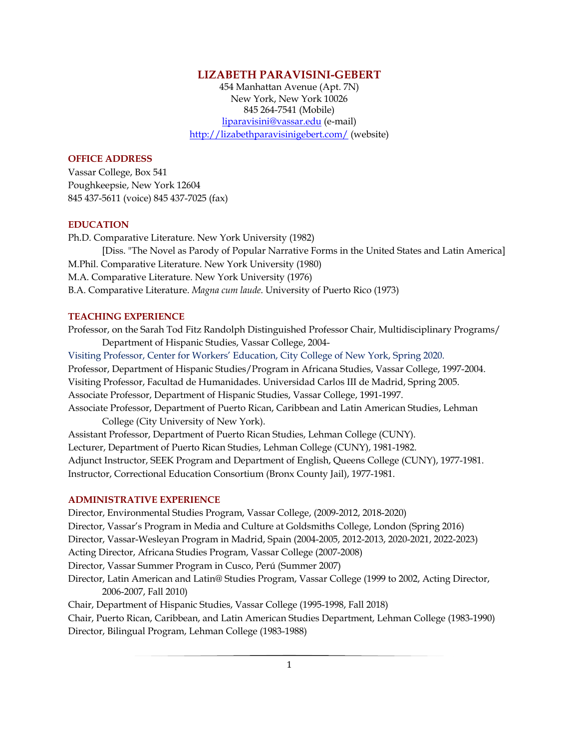# LIZABETH PARAVISINI-GEBERT

454 Manhattan Avenue (Apt. 7N)
New York, New York 10026
845 264-7541 (Mobile)
liparavisini@vassar.edu (e-mail)
http://lizabethparavisinigebert.com/ (website)

## OFFICE ADDRESS

Vassar College, Box 541
Poughkeepsie, New York 12604
845 437-5611 (voice) 845 437-7025 (fax)

## EDUCATION

Ph.D. Comparative Literature. New York University (1982)
[Diss. "The Novel as Parody of Popular Narrative Forms in the United States and Latin America]
M.Phil. Comparative Literature. New York University (1980)
M.A. Comparative Literature. New York University (1976)
B.A. Comparative Literature. *Magna cum laude*. University of Puerto Rico (1973)

## TEACHING EXPERIENCE

Professor, on the Sarah Tod Fitz Randolph Distinguished Professor Chair, Multidisciplinary Programs/ Department of Hispanic Studies, Vassar College, 2004-
Visiting Professor, Center for Workers' Education, City College of New York, Spring 2020.
Professor, Department of Hispanic Studies/Program in Africana Studies, Vassar College, 1997-2004.
Visiting Professor, Facultad de Humanidades. Universidad Carlos III de Madrid, Spring 2005.
Associate Professor, Department of Hispanic Studies, Vassar College, 1991-1997.
Associate Professor, Department of Puerto Rican, Caribbean and Latin American Studies, Lehman College (City University of New York).
Assistant Professor, Department of Puerto Rican Studies, Lehman College (CUNY).
Lecturer, Department of Puerto Rican Studies, Lehman College (CUNY), 1981-1982.
Adjunct Instructor, SEEK Program and Department of English, Queens College (CUNY), 1977-1981.
Instructor, Correctional Education Consortium (Bronx County Jail), 1977-1981.

## ADMINISTRATIVE EXPERIENCE

Director, Environmental Studies Program, Vassar College, (2009-2012, 2018-2020)
Director, Vassar's Program in Media and Culture at Goldsmiths College, London (Spring 2016)
Director, Vassar-Wesleyan Program in Madrid, Spain (2004-2005, 2012-2013, 2020-2021, 2022-2023)
Acting Director, Africana Studies Program, Vassar College (2007-2008)
Director, Vassar Summer Program in Cusco, Perú (Summer 2007)
Director, Latin American and Latin@ Studies Program, Vassar College (1999 to 2002, Acting Director, 2006-2007, Fall 2010)
Chair, Department of Hispanic Studies, Vassar College (1995-1998, Fall 2018)
Chair, Puerto Rican, Caribbean, and Latin American Studies Department, Lehman College (1983-1990)
Director, Bilingual Program, Lehman College (1983-1988)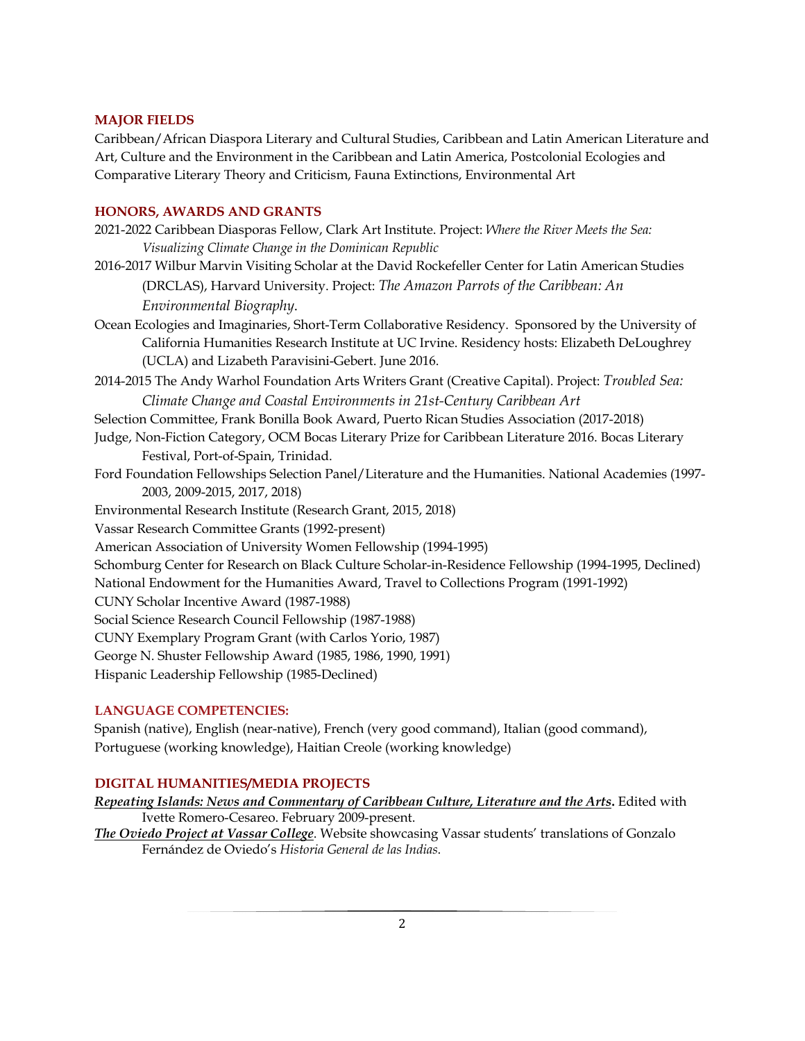## MAJOR FIELDS

Caribbean/African Diaspora Literary and Cultural Studies, Caribbean and Latin American Literature and Art, Culture and the Environment in the Caribbean and Latin America, Postcolonial Ecologies and Comparative Literary Theory and Criticism, Fauna Extinctions, Environmental Art

## HONORS, AWARDS AND GRANTS

2021-2022 Caribbean Diasporas Fellow, Clark Art Institute. Project: *Where the River Meets the Sea: Visualizing Climate Change in the Dominican Republic*

2016-2017 Wilbur Marvin Visiting Scholar at the David Rockefeller Center for Latin American Studies (DRCLAS), Harvard University. Project: *The Amazon Parrots of the Caribbean: An Environmental Biography*.

Ocean Ecologies and Imaginaries, Short-Term Collaborative Residency. Sponsored by the University of California Humanities Research Institute at UC Irvine. Residency hosts: Elizabeth DeLoughrey (UCLA) and Lizabeth Paravisini-Gebert. June 2016.

2014-2015 The Andy Warhol Foundation Arts Writers Grant (Creative Capital). Project: *Troubled Sea: Climate Change and Coastal Environments in 21st-Century Caribbean Art*

Selection Committee, Frank Bonilla Book Award, Puerto Rican Studies Association (2017-2018)

Judge, Non-Fiction Category, OCM Bocas Literary Prize for Caribbean Literature 2016. Bocas Literary Festival, Port-of-Spain, Trinidad.

Ford Foundation Fellowships Selection Panel/Literature and the Humanities. National Academies (1997-2003, 2009-2015, 2017, 2018)

Environmental Research Institute (Research Grant, 2015, 2018)

Vassar Research Committee Grants (1992-present)

American Association of University Women Fellowship (1994-1995)

Schomburg Center for Research on Black Culture Scholar-in-Residence Fellowship (1994-1995, Declined)

National Endowment for the Humanities Award, Travel to Collections Program (1991-1992)

CUNY Scholar Incentive Award (1987-1988)

Social Science Research Council Fellowship (1987-1988)

CUNY Exemplary Program Grant (with Carlos Yorio, 1987)

George N. Shuster Fellowship Award (1985, 1986, 1990, 1991)

Hispanic Leadership Fellowship (1985-Declined)

## LANGUAGE COMPETENCIES:

Spanish (native), English (near-native), French (very good command), Italian (good command), Portuguese (working knowledge), Haitian Creole (working knowledge)

## DIGITAL HUMANITIES/MEDIA PROJECTS

***Repeating Islands: News and Commentary of Caribbean Culture, Literature and the Arts*.** Edited with Ivette Romero-Cesareo. February 2009-present.

***The Oviedo Project at Vassar College***. Website showcasing Vassar students' translations of Gonzalo Fernández de Oviedo's *Historia General de las Indias*.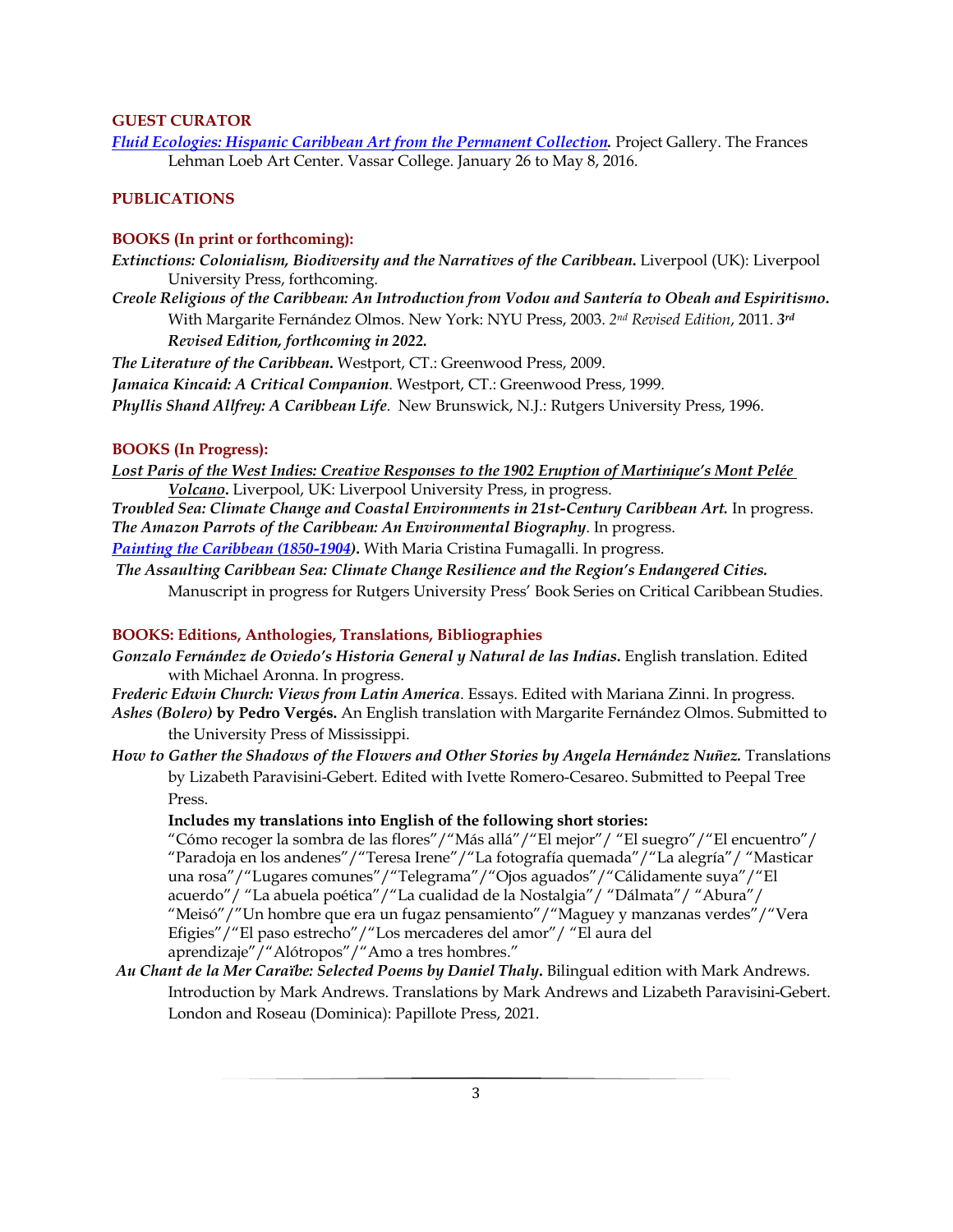## GUEST CURATOR

***Fluid Ecologies: Hispanic Caribbean Art from the Permanent Collection.*** Project Gallery. The Frances Lehman Loeb Art Center. Vassar College. January 26 to May 8, 2016.

## PUBLICATIONS

### BOOKS (In print or forthcoming):

***Extinctions: Colonialism, Biodiversity and the Narratives of the Caribbean.*** Liverpool (UK): Liverpool University Press, forthcoming.

***Creole Religious of the Caribbean: An Introduction from Vodou and Santería to Obeah and Espiritismo.*** With Margarite Fernández Olmos. New York: NYU Press, 2003. *2nd Revised Edition*, 2011. ***3rd Revised Edition, forthcoming in 2022.***

***The Literature of the Caribbean.*** Westport, CT.: Greenwood Press, 2009.

***Jamaica Kincaid: A Critical Companion***. Westport, CT.: Greenwood Press, 1999.

***Phyllis Shand Allfrey: A Caribbean Life***. New Brunswick, N.J.: Rutgers University Press, 1996.

### BOOKS (In Progress):

***Lost Paris of the West Indies: Creative Responses to the 1902 Eruption of Martinique's Mont Pelée Volcano.*** Liverpool, UK: Liverpool University Press, in progress.

***Troubled Sea: Climate Change and Coastal Environments in 21st-Century Caribbean Art.*** In progress.

***The Amazon Parrots of the Caribbean: An Environmental Biography***. In progress.

***Painting the Caribbean (1850-1904).*** With Maria Cristina Fumagalli. In progress.

***The Assaulting Caribbean Sea: Climate Change Resilience and the Region's Endangered Cities.*** Manuscript in progress for Rutgers University Press' Book Series on Critical Caribbean Studies.

### BOOKS: Editions, Anthologies, Translations, Bibliographies

***Gonzalo Fernández de Oviedo's Historia General y Natural de las Indias.*** English translation. Edited with Michael Aronna. In progress.

***Frederic Edwin Church: Views from Latin America***. Essays. Edited with Mariana Zinni. In progress.

***Ashes (Bolero)* by Pedro Vergés.** An English translation with Margarite Fernández Olmos. Submitted to the University Press of Mississippi.

***How to Gather the Shadows of the Flowers and Other Stories by Angela Hernández Nuñez.*** Translations by Lizabeth Paravisini-Gebert. Edited with Ivette Romero-Cesareo. Submitted to Peepal Tree Press.

**Includes my translations into English of the following short stories:**
"Cómo recoger la sombra de las flores"/"Más allá"/"El mejor"/ "El suegro"/"El encuentro"/ "Paradoja en los andenes"/"Teresa Irene"/"La fotografía quemada"/"La alegría"/ "Masticar una rosa"/"Lugares comunes"/"Telegrama"/"Ojos aguados"/"Cálidamente suya"/"El acuerdo"/ "La abuela poética"/"La cualidad de la Nostalgia"/ "Dálmata"/ "Abura"/ "Meisó"/"Un hombre que era un fugaz pensamiento"/"Maguey y manzanas verdes"/"Vera Efigies"/"El paso estrecho"/"Los mercaderes del amor"/ "El aura del aprendizaje"/"Alótropos"/"Amo a tres hombres."

***Au Chant de la Mer Caraïbe: Selected Poems by Daniel Thaly.*** Bilingual edition with Mark Andrews. Introduction by Mark Andrews. Translations by Mark Andrews and Lizabeth Paravisini-Gebert. London and Roseau (Dominica): Papillote Press, 2021.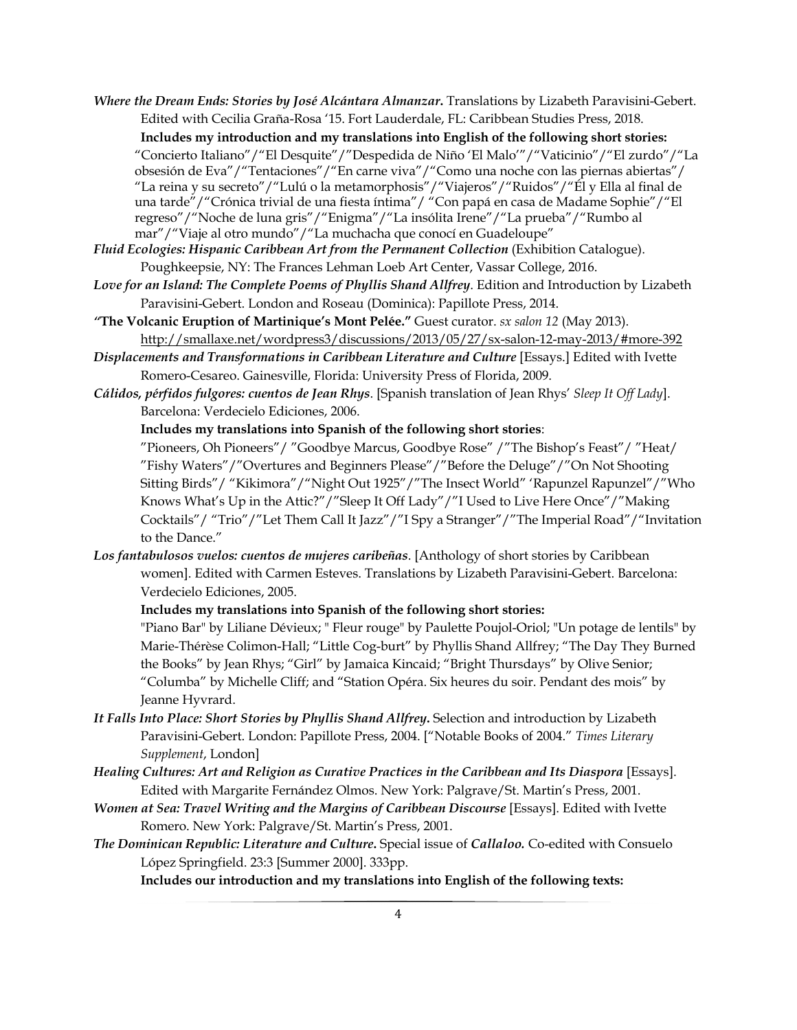***Where the Dream Ends: Stories by José Alcántara Almanzar.*** Translations by Lizabeth Paravisini-Gebert. Edited with Cecilia Graña-Rosa '15. Fort Lauderdale, FL: Caribbean Studies Press, 2018.

**Includes my introduction and my translations into English of the following short stories:** "Concierto Italiano"/"El Desquite"/"Despedida de Niño 'El Malo'"/"Vaticinio"/"El zurdo"/"La obsesión de Eva"/"Tentaciones"/"En carne viva"/"Como una noche con las piernas abiertas"/ "La reina y su secreto"/"Lulú o la metamorphosis"/"Viajeros"/"Ruidos"/"Él y Ella al final de una tarde"/"Crónica trivial de una fiesta íntima"/ "Con papá en casa de Madame Sophie"/"El regreso"/"Noche de luna gris"/"Enigma"/"La insólita Irene"/"La prueba"/"Rumbo al mar"/"Viaje al otro mundo"/"La muchacha que conocí en Guadeloupe"

***Fluid Ecologies: Hispanic Caribbean Art from the Permanent Collection*** (Exhibition Catalogue). Poughkeepsie, NY: The Frances Lehman Loeb Art Center, Vassar College, 2016.

***Love for an Island: The Complete Poems of Phyllis Shand Allfrey***. Edition and Introduction by Lizabeth Paravisini-Gebert. London and Roseau (Dominica): Papillote Press, 2014.

***"The Volcanic Eruption of Martinique's Mont Pelée."*** Guest curator. *sx salon 12* (May 2013). http://smallaxe.net/wordpress3/discussions/2013/05/27/sx-salon-12-may-2013/#more-392

***Displacements and Transformations in Caribbean Literature and Culture*** [Essays.] Edited with Ivette Romero-Cesareo. Gainesville, Florida: University Press of Florida, 2009.

***Cálidos, pérfidos fulgores: cuentos de Jean Rhys***. [Spanish translation of Jean Rhys' *Sleep It Off Lady*]. Barcelona: Verdecielo Ediciones, 2006.

**Includes my translations into Spanish of the following short stories**: "Pioneers, Oh Pioneers"/ "Goodbye Marcus, Goodbye Rose" /"The Bishop's Feast"/ "Heat/ "Fishy Waters"/"Overtures and Beginners Please"/"Before the Deluge"/"On Not Shooting Sitting Birds"/ "Kikimora"/"Night Out 1925"/"The Insect World" 'Rapunzel Rapunzel"/"Who Knows What's Up in the Attic?"/"Sleep It Off Lady"/"I Used to Live Here Once"/"Making Cocktails"/ "Trio"/"Let Them Call It Jazz"/"I Spy a Stranger"/"The Imperial Road"/"Invitation to the Dance."

***Los fantabulosos vuelos: cuentos de mujeres caribeñas***. [Anthology of short stories by Caribbean women]. Edited with Carmen Esteves. Translations by Lizabeth Paravisini-Gebert. Barcelona: Verdecielo Ediciones, 2005.

**Includes my translations into Spanish of the following short stories:** "Piano Bar" by Liliane Dévieux; " Fleur rouge" by Paulette Poujol-Oriol; "Un potage de lentils" by Marie-Thérèse Colimon-Hall; "Little Cog-burt" by Phyllis Shand Allfrey; "The Day They Burned the Books" by Jean Rhys; "Girl" by Jamaica Kincaid; "Bright Thursdays" by Olive Senior; "Columba" by Michelle Cliff; and "Station Opéra. Six heures du soir. Pendant des mois" by Jeanne Hyvrard.

***It Falls Into Place: Short Stories by Phyllis Shand Allfrey.*** Selection and introduction by Lizabeth Paravisini-Gebert. London: Papillote Press, 2004. ["Notable Books of 2004." *Times Literary Supplement*, London]

***Healing Cultures: Art and Religion as Curative Practices in the Caribbean and Its Diaspora*** [Essays]. Edited with Margarite Fernández Olmos. New York: Palgrave/St. Martin's Press, 2001.

***Women at Sea: Travel Writing and the Margins of Caribbean Discourse*** [Essays]. Edited with Ivette Romero. New York: Palgrave/St. Martin's Press, 2001.

***The Dominican Republic: Literature and Culture.*** Special issue of ***Callaloo.*** Co-edited with Consuelo López Springfield. 23:3 [Summer 2000]. 333pp.

**Includes our introduction and my translations into English of the following texts:**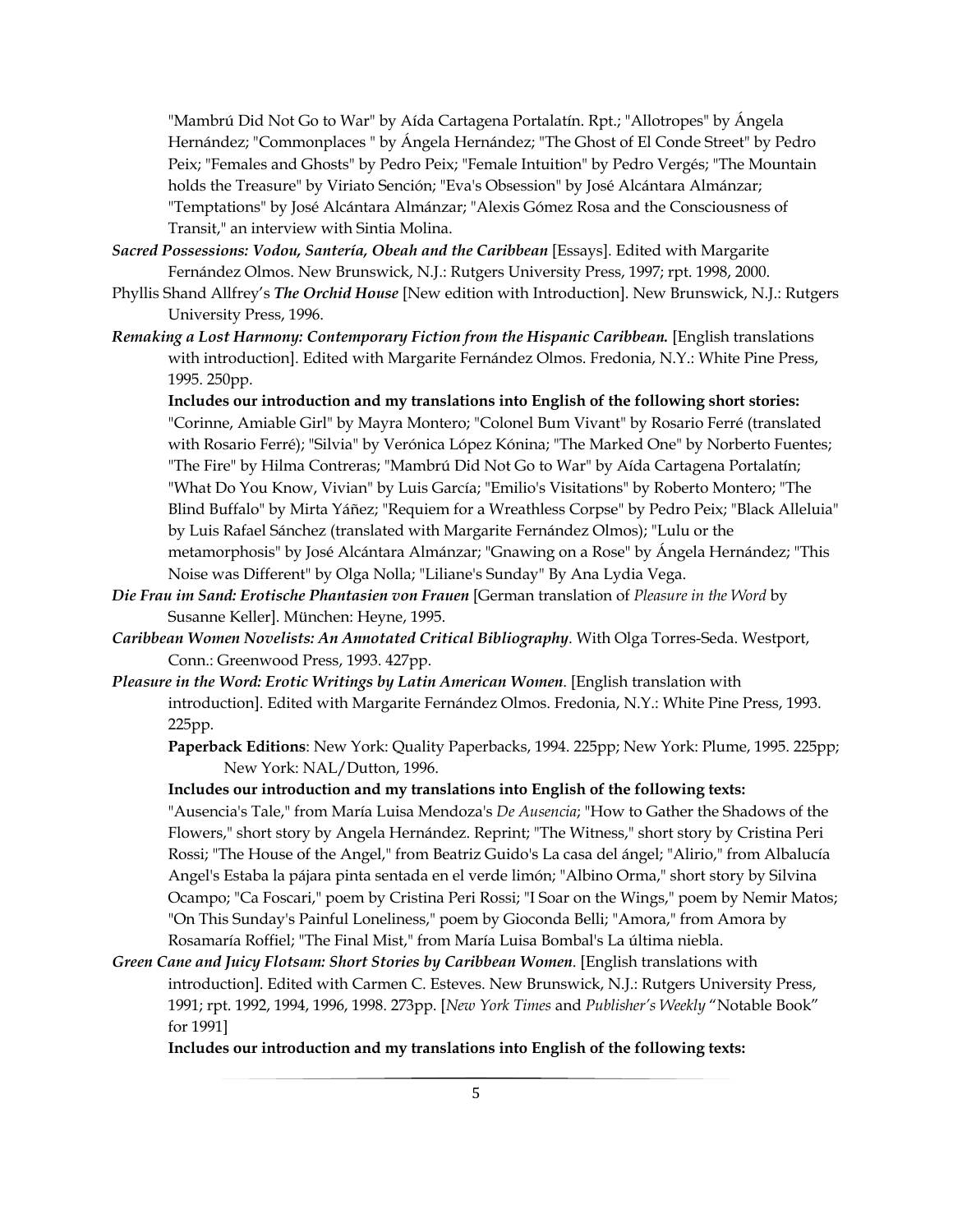"Mambrú Did Not Go to War" by Aída Cartagena Portalatín. Rpt.; "Allotropes" by Ángela Hernández; "Commonplaces " by Ángela Hernández; "The Ghost of El Conde Street" by Pedro Peix; "Females and Ghosts" by Pedro Peix; "Female Intuition" by Pedro Vergés; "The Mountain holds the Treasure" by Viriato Sención; "Eva's Obsession" by José Alcántara Almánzar; "Temptations" by José Alcántara Almánzar; "Alexis Gómez Rosa and the Consciousness of Transit," an interview with Sintia Molina.

***Sacred Possessions: Vodou, Santería, Obeah and the Caribbean*** [Essays]. Edited with Margarite Fernández Olmos. New Brunswick, N.J.: Rutgers University Press, 1997; rpt. 1998, 2000.

Phyllis Shand Allfrey's ***The Orchid House*** [New edition with Introduction]. New Brunswick, N.J.: Rutgers University Press, 1996.

***Remaking a Lost Harmony: Contemporary Fiction from the Hispanic Caribbean.*** [English translations with introduction]. Edited with Margarite Fernández Olmos. Fredonia, N.Y.: White Pine Press, 1995. 250pp.

**Includes our introduction and my translations into English of the following short stories:** "Corinne, Amiable Girl" by Mayra Montero; "Colonel Bum Vivant" by Rosario Ferré (translated with Rosario Ferré); "Silvia" by Verónica López Kónina; "The Marked One" by Norberto Fuentes; "The Fire" by Hilma Contreras; "Mambrú Did Not Go to War" by Aída Cartagena Portalatín; "What Do You Know, Vivian" by Luis García; "Emilio's Visitations" by Roberto Montero; "The Blind Buffalo" by Mirta Yáñez; "Requiem for a Wreathless Corpse" by Pedro Peix; "Black Alleluia" by Luis Rafael Sánchez (translated with Margarite Fernández Olmos); "Lulu or the metamorphosis" by José Alcántara Almánzar; "Gnawing on a Rose" by Ángela Hernández; "This Noise was Different" by Olga Nolla; "Liliane's Sunday" By Ana Lydia Vega.

***Die Frau im Sand: Erotische Phantasien von Frauen*** [German translation of *Pleasure in the Word* by Susanne Keller]. München: Heyne, 1995.

***Caribbean Women Novelists: An Annotated Critical Bibliography***. With Olga Torres-Seda. Westport, Conn.: Greenwood Press, 1993. 427pp.

***Pleasure in the Word: Erotic Writings by Latin American Women***. [English translation with introduction]. Edited with Margarite Fernández Olmos. Fredonia, N.Y.: White Pine Press, 1993. 225pp.

**Paperback Editions**: New York: Quality Paperbacks, 1994. 225pp; New York: Plume, 1995. 225pp; New York: NAL/Dutton, 1996.

**Includes our introduction and my translations into English of the following texts:** "Ausencia's Tale," from María Luisa Mendoza's *De Ausencia*; "How to Gather the Shadows of the Flowers," short story by Angela Hernández. Reprint; "The Witness," short story by Cristina Peri Rossi; "The House of the Angel," from Beatriz Guido's La casa del ángel; "Alirio," from Albalucía Angel's Estaba la pájara pinta sentada en el verde limón; "Albino Orma," short story by Silvina Ocampo; "Ca Foscari," poem by Cristina Peri Rossi; "I Soar on the Wings," poem by Nemir Matos; "On This Sunday's Painful Loneliness," poem by Gioconda Belli; "Amora," from Amora by Rosamaría Roffiel; "The Final Mist," from María Luisa Bombal's La última niebla.

***Green Cane and Juicy Flotsam: Short Stories by Caribbean Women***. [English translations with introduction]. Edited with Carmen C. Esteves. New Brunswick, N.J.: Rutgers University Press, 1991; rpt. 1992, 1994, 1996, 1998. 273pp. [*New York Times* and *Publisher's Weekly* "Notable Book" for 1991]

**Includes our introduction and my translations into English of the following texts:**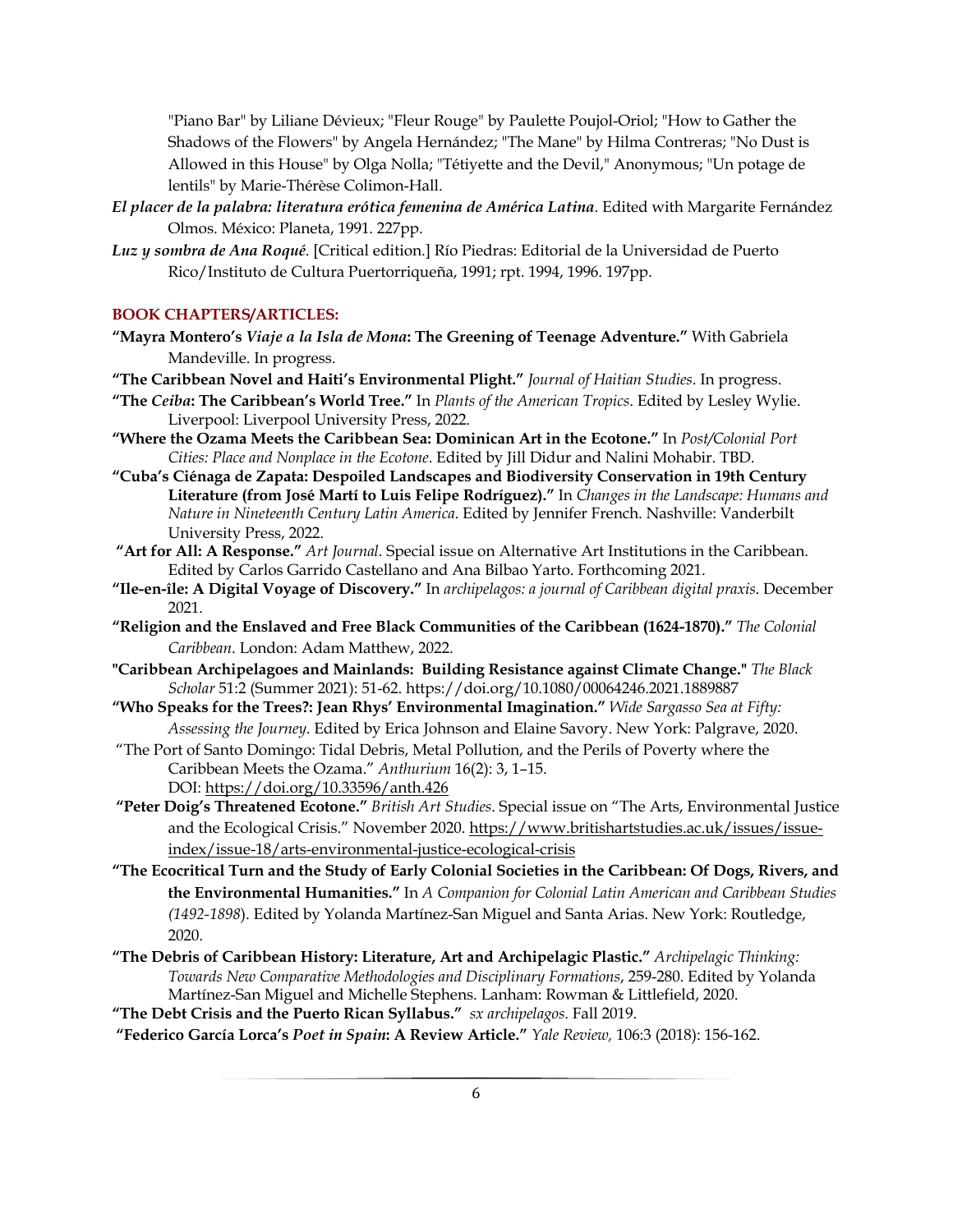"Piano Bar" by Liliane Dévieux; "Fleur Rouge" by Paulette Poujol-Oriol; "How to Gather the Shadows of the Flowers" by Angela Hernández; "The Mane" by Hilma Contreras; "No Dust is Allowed in this House" by Olga Nolla; "Tétiyette and the Devil," Anonymous; "Un potage de lentils" by Marie-Thérèse Colimon-Hall.

***El placer de la palabra: literatura erótica femenina de América Latina***. Edited with Margarite Fernández Olmos. México: Planeta, 1991. 227pp.

***Luz y sombra de Ana Roqué***. [Critical edition.] Río Piedras: Editorial de la Universidad de Puerto Rico/Instituto de Cultura Puertorriqueña, 1991; rpt. 1994, 1996. 197pp.

## BOOK CHAPTERS/ARTICLES:

**"Mayra Montero's *Viaje a la Isla de Mona*: The Greening of Teenage Adventure."** With Gabriela Mandeville. In progress.

**"The Caribbean Novel and Haiti's Environmental Plight."** *Journal of Haitian Studies*. In progress.

**"The *Ceiba*: The Caribbean's World Tree."** In *Plants of the American Tropics*. Edited by Lesley Wylie. Liverpool: Liverpool University Press, 2022.

**"Where the Ozama Meets the Caribbean Sea: Dominican Art in the Ecotone."** In *Post/Colonial Port Cities: Place and Nonplace in the Ecotone*. Edited by Jill Didur and Nalini Mohabir. TBD.

**"Cuba's Ciénaga de Zapata: Despoiled Landscapes and Biodiversity Conservation in 19th Century Literature (from José Martí to Luis Felipe Rodríguez)."** In *Changes in the Landscape: Humans and Nature in Nineteenth Century Latin America*. Edited by Jennifer French. Nashville: Vanderbilt University Press, 2022.

**"Art for All: A Response."** *Art Journal*. Special issue on Alternative Art Institutions in the Caribbean. Edited by Carlos Garrido Castellano and Ana Bilbao Yarto. Forthcoming 2021.

**"Ile-en-île: A Digital Voyage of Discovery."** In *archipelagos: a journal of Caribbean digital praxis*. December 2021.

**"Religion and the Enslaved and Free Black Communities of the Caribbean (1624-1870)."** *The Colonial Caribbean*. London: Adam Matthew, 2022.

**"Caribbean Archipelagoes and Mainlands: Building Resistance against Climate Change."** *The Black Scholar* 51:2 (Summer 2021): 51-62. https://doi.org/10.1080/00064246.2021.1889887

**"Who Speaks for the Trees?: Jean Rhys' Environmental Imagination."** *Wide Sargasso Sea at Fifty: Assessing the Journey*. Edited by Erica Johnson and Elaine Savory. New York: Palgrave, 2020.

"The Port of Santo Domingo: Tidal Debris, Metal Pollution, and the Perils of Poverty where the Caribbean Meets the Ozama." *Anthurium* 16(2): 3, 1–15. DOI: https://doi.org/10.33596/anth.426

**"Peter Doig's Threatened Ecotone."** *British Art Studies*. Special issue on "The Arts, Environmental Justice and the Ecological Crisis." November 2020. https://www.britishartstudies.ac.uk/issues/issue-index/issue-18/arts-environmental-justice-ecological-crisis

**"The Ecocritical Turn and the Study of Early Colonial Societies in the Caribbean: Of Dogs, Rivers, and the Environmental Humanities."** In *A Companion for Colonial Latin American and Caribbean Studies (1492-1898*). Edited by Yolanda Martínez-San Miguel and Santa Arias. New York: Routledge, 2020.

**"The Debris of Caribbean History: Literature, Art and Archipelagic Plastic."** *Archipelagic Thinking: Towards New Comparative Methodologies and Disciplinary Formations*, 259-280. Edited by Yolanda Martínez-San Miguel and Michelle Stephens. Lanham: Rowman & Littlefield, 2020.

**"The Debt Crisis and the Puerto Rican Syllabus."** *sx archipelagos*. Fall 2019.

**"Federico García Lorca's *Poet in Spain*: A Review Article."** *Yale Review,* 106:3 (2018): 156-162.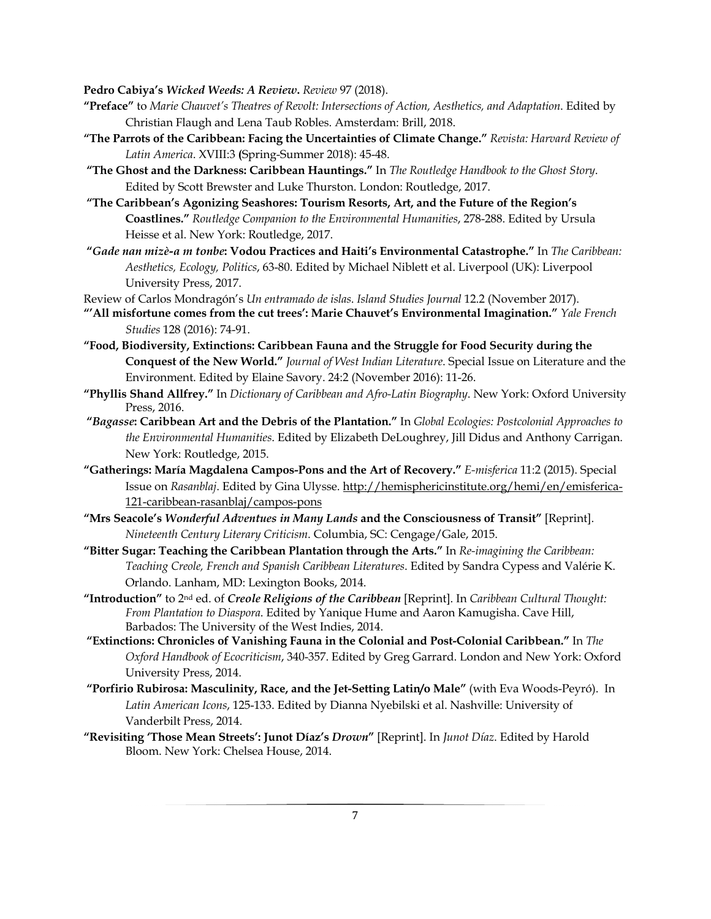**Pedro Cabiya's *Wicked Weeds: A Review*.** *Review* 97 (2018).

**"Preface"** to *Marie Chauvet's Theatres of Revolt: Intersections of Action, Aesthetics, and Adaptation*. Edited by Christian Flaugh and Lena Taub Robles. Amsterdam: Brill, 2018.

**"The Parrots of the Caribbean: Facing the Uncertainties of Climate Change."** *Revista: Harvard Review of Latin America*. XVIII:3 **(**Spring-Summer 2018): 45-48.

**"The Ghost and the Darkness: Caribbean Hauntings."** In *The Routledge Handbook to the Ghost Story*. Edited by Scott Brewster and Luke Thurston. London: Routledge, 2017.

**"The Caribbean's Agonizing Seashores: Tourism Resorts, Art, and the Future of the Region's Coastlines."** *Routledge Companion to the Environmental Humanities*, 278-288. Edited by Ursula Heisse et al. New York: Routledge, 2017.

**"*Gade nan mizè-a m tonbe*: Vodou Practices and Haiti's Environmental Catastrophe."** In *The Caribbean: Aesthetics, Ecology, Politics*, 63-80. Edited by Michael Niblett et al. Liverpool (UK): Liverpool University Press, 2017.

Review of Carlos Mondragón's *Un entramado de islas*. *Island Studies Journal* 12.2 (November 2017).

**"'All misfortune comes from the cut trees': Marie Chauvet's Environmental Imagination."** *Yale French Studies* 128 (2016): 74-91.

**"Food, Biodiversity, Extinctions: Caribbean Fauna and the Struggle for Food Security during the Conquest of the New World."** *Journal of West Indian Literature*. Special Issue on Literature and the Environment. Edited by Elaine Savory. 24:2 (November 2016): 11-26.

**"Phyllis Shand Allfrey."** In *Dictionary of Caribbean and Afro-Latin Biography*. New York: Oxford University Press, 2016.

**"*Bagasse*: Caribbean Art and the Debris of the Plantation."** In *Global Ecologies: Postcolonial Approaches to the Environmental Humanities*. Edited by Elizabeth DeLoughrey, Jill Didus and Anthony Carrigan. New York: Routledge, 2015.

**"Gatherings: María Magdalena Campos-Pons and the Art of Recovery."** *E-misferica* 11:2 (2015). Special Issue on *Rasanblaj*. Edited by Gina Ulysse. http://hemisphericinstitute.org/hemi/en/emisferica-121-caribbean-rasanblaj/campos-pons

**"Mrs Seacole's *Wonderful Adventues in Many Lands* and the Consciousness of Transit"** [Reprint]. *Nineteenth Century Literary Criticism*. Columbia, SC: Cengage/Gale, 2015.

**"Bitter Sugar: Teaching the Caribbean Plantation through the Arts."** In *Re-imagining the Caribbean: Teaching Creole, French and Spanish Caribbean Literatures*. Edited by Sandra Cypess and Valérie K. Orlando. Lanham, MD: Lexington Books, 2014.

**"Introduction"** to 2nd ed. of ***Creole Religions of the Caribbean*** [Reprint]. In *Caribbean Cultural Thought: From Plantation to Diaspora*. Edited by Yanique Hume and Aaron Kamugisha. Cave Hill, Barbados: The University of the West Indies, 2014.

**"Extinctions: Chronicles of Vanishing Fauna in the Colonial and Post-Colonial Caribbean."** In *The Oxford Handbook of Ecocriticism*, 340-357. Edited by Greg Garrard. London and New York: Oxford University Press, 2014.

**"Porfirio Rubirosa: Masculinity, Race, and the Jet-Setting Latin/o Male"** (with Eva Woods-Peyró). In *Latin American Icons*, 125-133. Edited by Dianna Nyebilski et al. Nashville: University of Vanderbilt Press, 2014.

**"Revisiting 'Those Mean Streets': Junot Díaz's *Drown*"** [Reprint]. In *Junot Díaz*. Edited by Harold Bloom. New York: Chelsea House, 2014.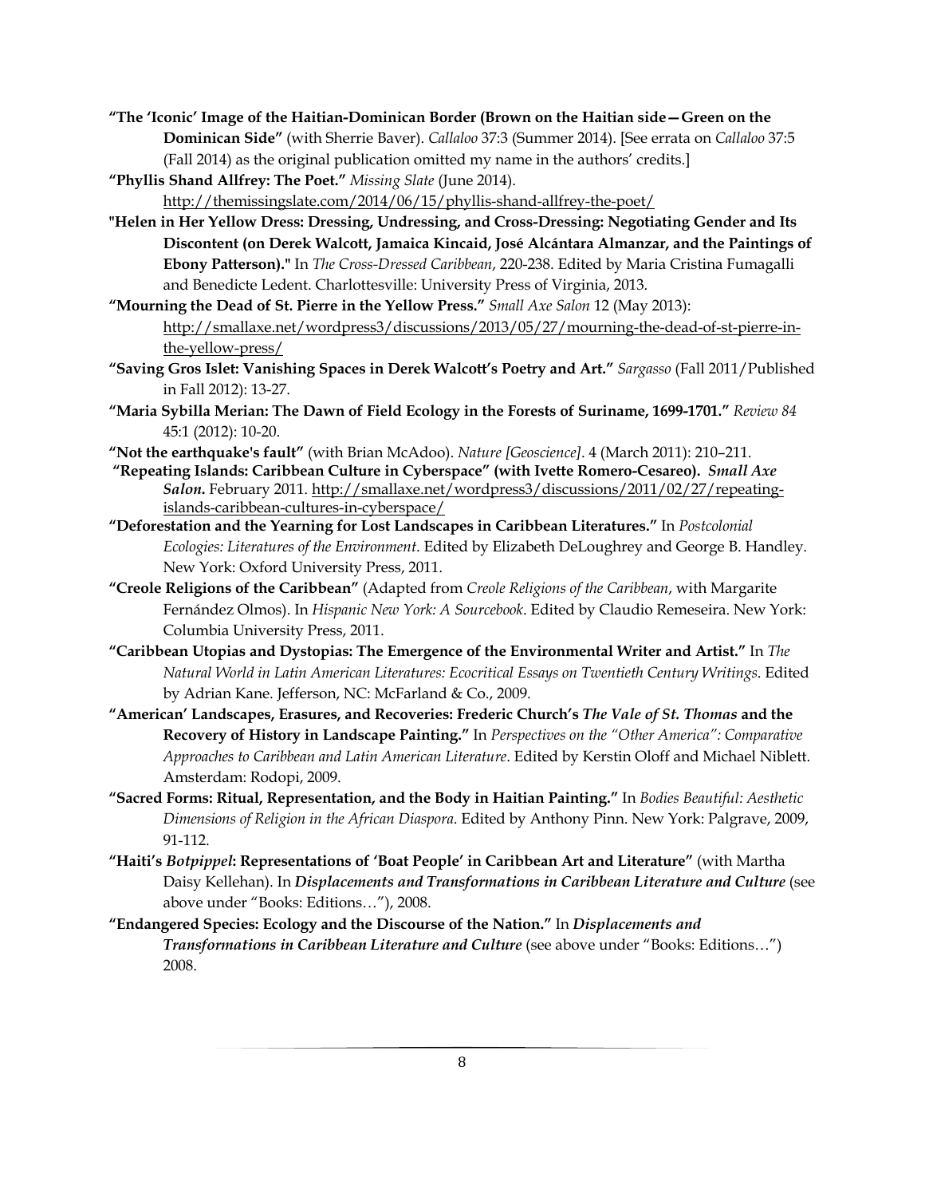**"The 'Iconic' Image of the Haitian-Dominican Border (Brown on the Haitian side—Green on the Dominican Side"** (with Sherrie Baver). *Callaloo* 37:3 (Summer 2014). [See errata on *Callaloo* 37:5 (Fall 2014) as the original publication omitted my name in the authors' credits.]

**"Phyllis Shand Allfrey: The Poet."** *Missing Slate* (June 2014). http://themissingslate.com/2014/06/15/phyllis-shand-allfrey-the-poet/

**"Helen in Her Yellow Dress: Dressing, Undressing, and Cross-Dressing: Negotiating Gender and Its Discontent (on Derek Walcott, Jamaica Kincaid, José Alcántara Almanzar, and the Paintings of Ebony Patterson)."** In *The Cross-Dressed Caribbean*, 220-238. Edited by Maria Cristina Fumagalli and Benedicte Ledent. Charlottesville: University Press of Virginia, 2013.

**"Mourning the Dead of St. Pierre in the Yellow Press."** *Small Axe Salon* 12 (May 2013): http://smallaxe.net/wordpress3/discussions/2013/05/27/mourning-the-dead-of-st-pierre-in-the-yellow-press/

**"Saving Gros Islet: Vanishing Spaces in Derek Walcott's Poetry and Art."** *Sargasso* (Fall 2011/Published in Fall 2012): 13-27.

**"Maria Sybilla Merian: The Dawn of Field Ecology in the Forests of Suriname, 1699-1701."** *Review 84* 45:1 (2012): 10-20.

**"Not the earthquake's fault"** (with Brian McAdoo). *Nature [Geoscience]*. 4 (March 2011): 210–211.

**"Repeating Islands: Caribbean Culture in Cyberspace" (with Ivette Romero-Cesareo).** ***Small Axe Salon.*** February 2011. http://smallaxe.net/wordpress3/discussions/2011/02/27/repeating-islands-caribbean-cultures-in-cyberspace/

**"Deforestation and the Yearning for Lost Landscapes in Caribbean Literatures."** In *Postcolonial Ecologies: Literatures of the Environment*. Edited by Elizabeth DeLoughrey and George B. Handley. New York: Oxford University Press, 2011.

**"Creole Religions of the Caribbean"** (Adapted from *Creole Religions of the Caribbean*, with Margarite Fernández Olmos). In *Hispanic New York: A Sourcebook*. Edited by Claudio Remeseira. New York: Columbia University Press, 2011.

**"Caribbean Utopias and Dystopias: The Emergence of the Environmental Writer and Artist."** In *The Natural World in Latin American Literatures: Ecocritical Essays on Twentieth Century Writings*. Edited by Adrian Kane. Jefferson, NC: McFarland & Co., 2009.

**"American' Landscapes, Erasures, and Recoveries: Frederic Church's *The Vale of St. Thomas* and the Recovery of History in Landscape Painting."** In *Perspectives on the "Other America": Comparative Approaches to Caribbean and Latin American Literature*. Edited by Kerstin Oloff and Michael Niblett. Amsterdam: Rodopi, 2009.

**"Sacred Forms: Ritual, Representation, and the Body in Haitian Painting."** In *Bodies Beautiful: Aesthetic Dimensions of Religion in the African Diaspora*. Edited by Anthony Pinn. New York: Palgrave, 2009, 91-112.

**"Haiti's *Botpippel*: Representations of 'Boat People' in Caribbean Art and Literature"** (with Martha Daisy Kellehan). In ***Displacements and Transformations in Caribbean Literature and Culture*** (see above under "Books: Editions…"), 2008.

**"Endangered Species: Ecology and the Discourse of the Nation."** In ***Displacements and Transformations in Caribbean Literature and Culture*** (see above under "Books: Editions…") 2008.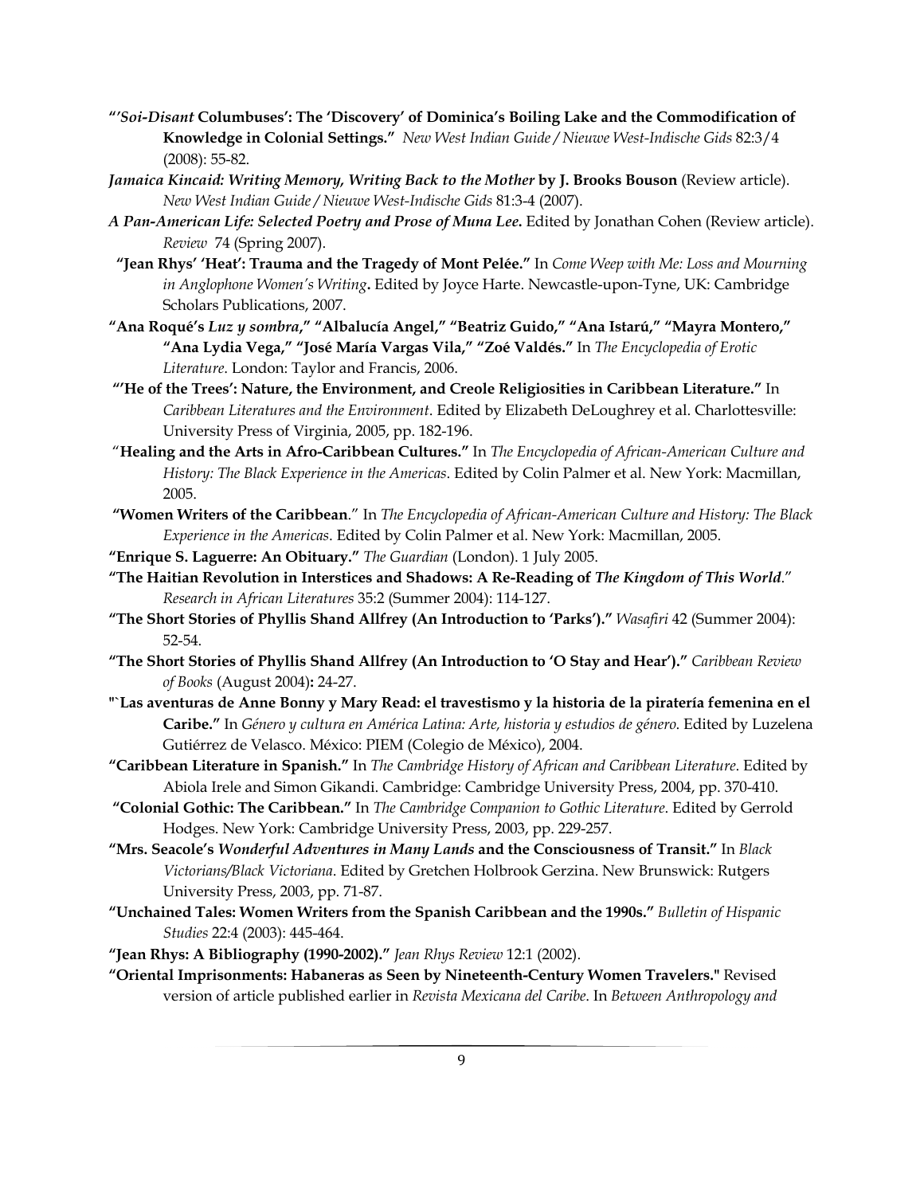**"'*Soi-Disant* Columbuses': The 'Discovery' of Dominica's Boiling Lake and the Commodification of Knowledge in Colonial Settings."** *New West Indian Guide / Nieuwe West-Indische Gids* 82:3/4 (2008): 55-82.

***Jamaica Kincaid: Writing Memory, Writing Back to the Mother* by J. Brooks Bouson** (Review article). *New West Indian Guide / Nieuwe West-Indische Gids* 81:3-4 (2007).

***A Pan-American Life: Selected Poetry and Prose of Muna Lee.*** Edited by Jonathan Cohen (Review article). *Review* 74 (Spring 2007).

**"Jean Rhys' 'Heat': Trauma and the Tragedy of Mont Pelée."** In *Come Weep with Me: Loss and Mourning in Anglophone Women's Writing***.** Edited by Joyce Harte. Newcastle-upon-Tyne, UK: Cambridge Scholars Publications, 2007.

**"Ana Roqué's *Luz y sombra*," "Albalucía Angel," "Beatriz Guido," "Ana Istarú," "Mayra Montero," "Ana Lydia Vega," "José María Vargas Vila," "Zoé Valdés."** In *The Encyclopedia of Erotic Literature*. London: Taylor and Francis, 2006.

**"'He of the Trees': Nature, the Environment, and Creole Religiosities in Caribbean Literature."** In *Caribbean Literatures and the Environment*. Edited by Elizabeth DeLoughrey et al. Charlottesville: University Press of Virginia, 2005, pp. 182-196.

"**Healing and the Arts in Afro-Caribbean Cultures."** In *The Encyclopedia of African-American Culture and History: The Black Experience in the Americas*. Edited by Colin Palmer et al. New York: Macmillan, 2005.

**"Women Writers of the Caribbean**." In *The Encyclopedia of African-American Culture and History: The Black Experience in the Americas*. Edited by Colin Palmer et al. New York: Macmillan, 2005.

**"Enrique S. Laguerre: An Obituary."** *The Guardian* (London). 1 July 2005.

**"The Haitian Revolution in Interstices and Shadows: A Re-Reading of *The Kingdom of This World*.**" *Research in African Literatures* 35:2 (Summer 2004): 114-127.

**"The Short Stories of Phyllis Shand Allfrey (An Introduction to 'Parks')."** *Wasafiri* 42 (Summer 2004): 52-54.

**"The Short Stories of Phyllis Shand Allfrey (An Introduction to 'O Stay and Hear')."** *Caribbean Review of Books* (August 2004)**:** 24-27.

**"`Las aventuras de Anne Bonny y Mary Read: el travestismo y la historia de la piratería femenina en el Caribe."** In *Género y cultura en América Latina: Arte, historia y estudios de género.* Edited by Luzelena Gutiérrez de Velasco. México: PIEM (Colegio de México), 2004.

**"Caribbean Literature in Spanish."** In *The Cambridge History of African and Caribbean Literature*. Edited by Abiola Irele and Simon Gikandi. Cambridge: Cambridge University Press, 2004, pp. 370-410.

**"Colonial Gothic: The Caribbean."** In *The Cambridge Companion to Gothic Literature*. Edited by Gerrold Hodges. New York: Cambridge University Press, 2003, pp. 229-257.

**"Mrs. Seacole's *Wonderful Adventures in Many Lands* and the Consciousness of Transit."** In *Black Victorians/Black Victoriana*. Edited by Gretchen Holbrook Gerzina. New Brunswick: Rutgers University Press, 2003, pp. 71-87.

**"Unchained Tales: Women Writers from the Spanish Caribbean and the 1990s."** *Bulletin of Hispanic Studies* 22:4 (2003): 445-464.

**"Jean Rhys: A Bibliography (1990-2002)."** *Jean Rhys Review* 12:1 (2002).

**"Oriental Imprisonments: Habaneras as Seen by Nineteenth-Century Women Travelers."** Revised version of article published earlier in *Revista Mexicana del Caribe*. In *Between Anthropology and*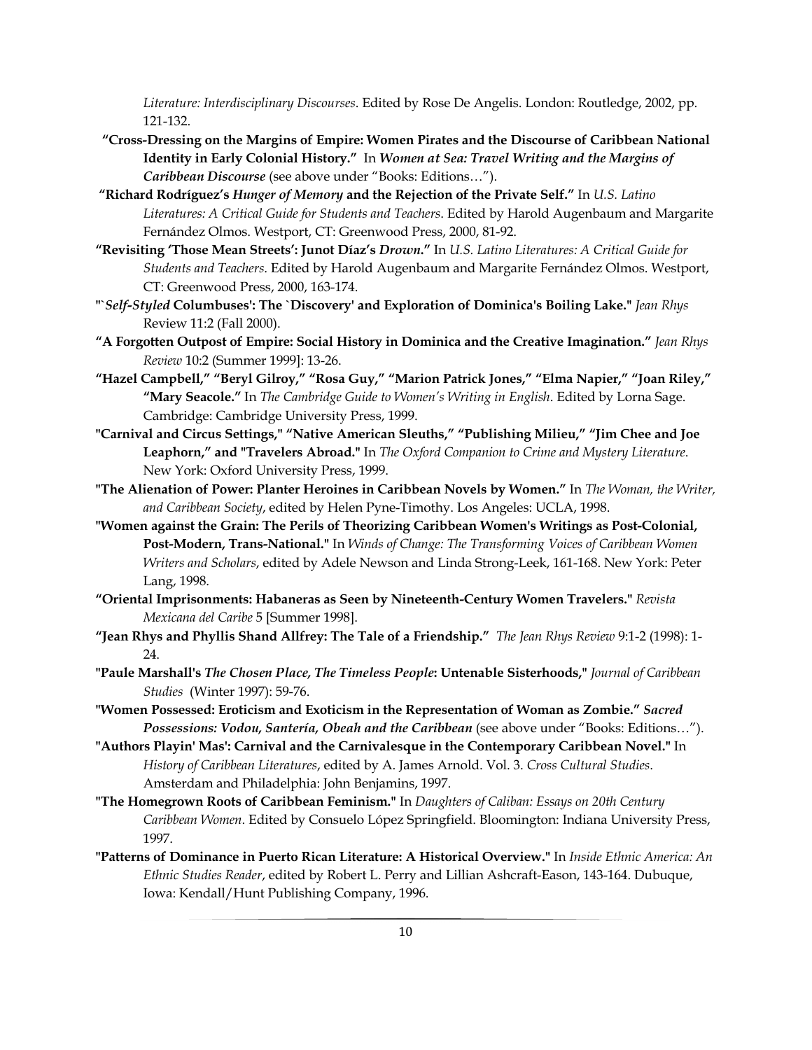*Literature: Interdisciplinary Discourses*. Edited by Rose De Angelis. London: Routledge, 2002, pp. 121-132.

**"Cross-Dressing on the Margins of Empire: Women Pirates and the Discourse of Caribbean National Identity in Early Colonial History."** In ***Women at Sea: Travel Writing and the Margins of Caribbean Discourse*** (see above under "Books: Editions…").

**"Richard Rodríguez's *Hunger of Memory* and the Rejection of the Private Self."** In *U.S. Latino Literatures: A Critical Guide for Students and Teachers*. Edited by Harold Augenbaum and Margarite Fernández Olmos. Westport, CT: Greenwood Press, 2000, 81-92.

**"Revisiting 'Those Mean Streets': Junot Díaz's *Drown*."** In *U.S. Latino Literatures: A Critical Guide for Students and Teachers*. Edited by Harold Augenbaum and Margarite Fernández Olmos. Westport, CT: Greenwood Press, 2000, 163-174.

**"`*Self-Styled* Columbuses': The `Discovery' and Exploration of Dominica's Boiling Lake."** *Jean Rhys* Review 11:2 (Fall 2000).

**"A Forgotten Outpost of Empire: Social History in Dominica and the Creative Imagination."** *Jean Rhys Review* 10:2 (Summer 1999]: 13-26.

**"Hazel Campbell," "Beryl Gilroy," "Rosa Guy," "Marion Patrick Jones," "Elma Napier," "Joan Riley," "Mary Seacole."** In *The Cambridge Guide to Women's Writing in English*. Edited by Lorna Sage. Cambridge: Cambridge University Press, 1999.

**"Carnival and Circus Settings," "Native American Sleuths," "Publishing Milieu," "Jim Chee and Joe Leaphorn," and "Travelers Abroad."** In *The Oxford Companion to Crime and Mystery Literature*. New York: Oxford University Press, 1999.

**"The Alienation of Power: Planter Heroines in Caribbean Novels by Women."** In *The Woman, the Writer, and Caribbean Society*, edited by Helen Pyne-Timothy. Los Angeles: UCLA, 1998.

**"Women against the Grain: The Perils of Theorizing Caribbean Women's Writings as Post-Colonial, Post-Modern, Trans-National."** In *Winds of Change: The Transforming Voices of Caribbean Women Writers and Scholars*, edited by Adele Newson and Linda Strong-Leek, 161-168. New York: Peter Lang, 1998.

**"Oriental Imprisonments: Habaneras as Seen by Nineteenth-Century Women Travelers."** *Revista Mexicana del Caribe* 5 [Summer 1998].

**"Jean Rhys and Phyllis Shand Allfrey: The Tale of a Friendship."** *The Jean Rhys Review* 9:1-2 (1998): 1-24.

**"Paule Marshall's *The Chosen Place, The Timeless People*: Untenable Sisterhoods,"** *Journal of Caribbean Studies* (Winter 1997): 59-76.

**"Women Possessed: Eroticism and Exoticism in the Representation of Woman as Zombie."** ***Sacred Possessions: Vodou, Santería, Obeah and the Caribbean*** (see above under "Books: Editions…").

**"Authors Playin' Mas': Carnival and the Carnivalesque in the Contemporary Caribbean Novel."** In *History of Caribbean Literatures*, edited by A. James Arnold. Vol. 3. *Cross Cultural Studies*. Amsterdam and Philadelphia: John Benjamins, 1997.

**"The Homegrown Roots of Caribbean Feminism."** In *Daughters of Caliban: Essays on 20th Century Caribbean Women*. Edited by Consuelo López Springfield. Bloomington: Indiana University Press, 1997.

**"Patterns of Dominance in Puerto Rican Literature: A Historical Overview."** In *Inside Ethnic America: An Ethnic Studies Reader*, edited by Robert L. Perry and Lillian Ashcraft-Eason, 143-164. Dubuque, Iowa: Kendall/Hunt Publishing Company, 1996.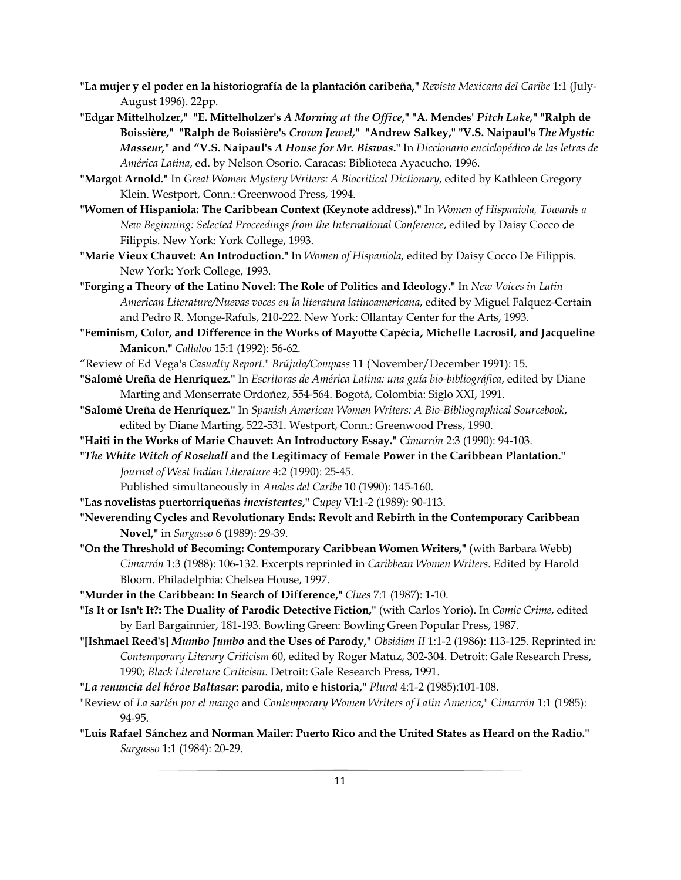**"La mujer y el poder en la historiografía de la plantación caribeña,"** *Revista Mexicana del Caribe* 1:1 (July-August 1996). 22pp.

**"Edgar Mittelholzer," "E. Mittelholzer's** ***A Morning at the Office*****," "A. Mendes'** ***Pitch Lake*****," "Ralph de Boissière," "Ralph de Boissière's** ***Crown Jewel*****," "Andrew Salkey," "V.S. Naipaul's** ***The Mystic Masseur*****," and "V.S. Naipaul's** ***A House for Mr. Biswas*****."** In *Diccionario enciclopédico de las letras de América Latina*, ed. by Nelson Osorio. Caracas: Biblioteca Ayacucho, 1996.

**"Margot Arnold."** In *Great Women Mystery Writers: A Biocritical Dictionary*, edited by Kathleen Gregory Klein. Westport, Conn.: Greenwood Press, 1994.

**"Women of Hispaniola: The Caribbean Context (Keynote address)."** In *Women of Hispaniola, Towards a New Beginning: Selected Proceedings from the International Conference*, edited by Daisy Cocco de Filippis. New York: York College, 1993.

**"Marie Vieux Chauvet: An Introduction."** In *Women of Hispaniola*, edited by Daisy Cocco De Filippis. New York: York College, 1993.

**"Forging a Theory of the Latino Novel: The Role of Politics and Ideology."** In *New Voices in Latin American Literature/Nuevas voces en la literatura latinoamericana*, edited by Miguel Falquez-Certain and Pedro R. Monge-Rafuls, 210-222. New York: Ollantay Center for the Arts, 1993.

**"Feminism, Color, and Difference in the Works of Mayotte Capécia, Michelle Lacrosil, and Jacqueline Manicon."** *Callaloo* 15:1 (1992): 56-62.

"Review of Ed Vega's *Casualty Report*." *Brújula/Compass* 11 (November/December 1991): 15.

**"Salomé Ureña de Henríquez."** In *Escritoras de América Latina: una guía bio-bibliográfica*, edited by Diane Marting and Monserrate Ordoñez, 554-564. Bogotá, Colombia: Siglo XXI, 1991.

**"Salomé Ureña de Henríquez."** In *Spanish American Women Writers: A Bio-Bibliographical Sourcebook*, edited by Diane Marting, 522-531. Westport, Conn.: Greenwood Press, 1990.

**"Haiti in the Works of Marie Chauvet: An Introductory Essay."** *Cimarrón* 2:3 (1990): 94-103.

**"*The White Witch of Rosehall* and the Legitimacy of Female Power in the Caribbean Plantation."** *Journal of West Indian Literature* 4:2 (1990): 25-45.
Published simultaneously in *Anales del Caribe* 10 (1990): 145-160.

**"Las novelistas puertorriqueñas *inexistentes*,"** *Cupey* VI:1-2 (1989): 90-113.

**"Neverending Cycles and Revolutionary Ends: Revolt and Rebirth in the Contemporary Caribbean Novel,"** in *Sargasso* 6 (1989): 29-39.

**"On the Threshold of Becoming: Contemporary Caribbean Women Writers,"** (with Barbara Webb) *Cimarrón* 1:3 (1988): 106-132. Excerpts reprinted in *Caribbean Women Writers*. Edited by Harold Bloom. Philadelphia: Chelsea House, 1997.

**"Murder in the Caribbean: In Search of Difference,"** *Clues* 7:1 (1987): 1-10.

**"Is It or Isn't It?: The Duality of Parodic Detective Fiction,"** (with Carlos Yorio). In *Comic Crime*, edited by Earl Bargainnier, 181-193. Bowling Green: Bowling Green Popular Press, 1987.

**"[Ishmael Reed's] *Mumbo Jumbo* and the Uses of Parody,"** *Obsidian II* 1:1-2 (1986): 113-125. Reprinted in: *Contemporary Literary Criticism* 60, edited by Roger Matuz, 302-304. Detroit: Gale Research Press, 1990; *Black Literature Criticism*. Detroit: Gale Research Press, 1991.

**"*La renuncia del héroe Baltasar*: parodia, mito e historia,"** *Plural* 4:1-2 (1985):101-108.

"Review of *La sartén por el mango* and *Contemporary Women Writers of Latin America*," *Cimarrón* 1:1 (1985): 94-95.

**"Luis Rafael Sánchez and Norman Mailer: Puerto Rico and the United States as Heard on the Radio."** *Sargasso* 1:1 (1984): 20-29.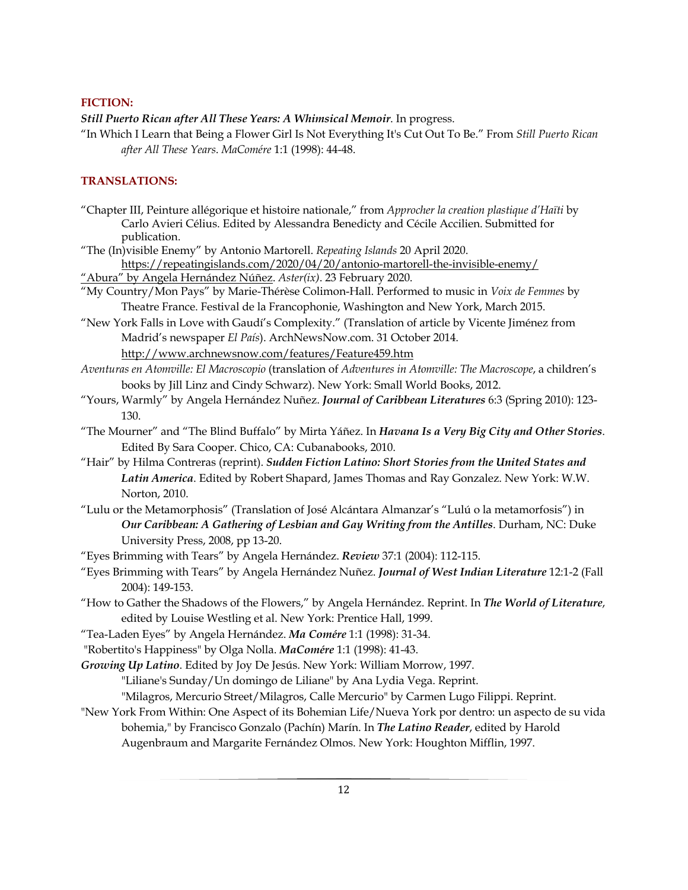## FICTION:

***Still Puerto Rican after All These Years: A Whimsical Memoir***. In progress.

"In Which I Learn that Being a Flower Girl Is Not Everything It's Cut Out To Be." From *Still Puerto Rican after All These Years*. *MaComére* 1:1 (1998): 44-48.

## TRANSLATIONS:

"Chapter III, Peinture allégorique et histoire nationale," from *Approcher la creation plastique d'Haïti* by Carlo Avieri Célius. Edited by Alessandra Benedicty and Cécile Accilien. Submitted for publication.

"The (In)visible Enemy" by Antonio Martorell. *Repeating Islands* 20 April 2020. https://repeatingislands.com/2020/04/20/antonio-martorell-the-invisible-enemy/

"Abura" by Angela Hernández Núñez. *Aster(ix)*. 23 February 2020.

"My Country/Mon Pays" by Marie-Thérèse Colimon-Hall. Performed to music in *Voix de Femmes* by Theatre France. Festival de la Francophonie, Washington and New York, March 2015.

"New York Falls in Love with Gaudí's Complexity." (Translation of article by Vicente Jiménez from Madrid's newspaper *El País*). ArchNewsNow.com. 31 October 2014. http://www.archnewsnow.com/features/Feature459.htm

*Aventuras en Atomville: El Macroscopio* (translation of *Adventures in Atomville: The Macroscope*, a children's books by Jill Linz and Cindy Schwarz). New York: Small World Books, 2012.

"Yours, Warmly" by Angela Hernández Nuñez. ***Journal of Caribbean Literatures*** 6:3 (Spring 2010): 123-130.

"The Mourner" and "The Blind Buffalo" by Mirta Yáñez. In ***Havana Is a Very Big City and Other Stories***. Edited By Sara Cooper. Chico, CA: Cubanabooks, 2010.

"Hair" by Hilma Contreras (reprint). ***Sudden Fiction Latino: Short Stories from the United States and Latin America***. Edited by Robert Shapard, James Thomas and Ray Gonzalez. New York: W.W. Norton, 2010.

"Lulu or the Metamorphosis" (Translation of José Alcántara Almanzar's "Lulú o la metamorfosis") in ***Our Caribbean: A Gathering of Lesbian and Gay Writing from the Antilles***. Durham, NC: Duke University Press, 2008, pp 13-20.

"Eyes Brimming with Tears" by Angela Hernández. ***Review*** 37:1 (2004): 112-115.

"Eyes Brimming with Tears" by Angela Hernández Nuñez. ***Journal of West Indian Literature*** 12:1-2 (Fall 2004): 149-153.

"How to Gather the Shadows of the Flowers," by Angela Hernández. Reprint. In ***The World of Literature***, edited by Louise Westling et al. New York: Prentice Hall, 1999.

"Tea-Laden Eyes" by Angela Hernández. ***Ma Comére*** 1:1 (1998): 31-34.

"Robertito's Happiness" by Olga Nolla. ***MaComére*** 1:1 (1998): 41-43.

***Growing Up Latino***. Edited by Joy De Jesús. New York: William Morrow, 1997.

"Liliane's Sunday/Un domingo de Liliane" by Ana Lydia Vega. Reprint.

"Milagros, Mercurio Street/Milagros, Calle Mercurio" by Carmen Lugo Filippi. Reprint.

"New York From Within: One Aspect of its Bohemian Life/Nueva York por dentro: un aspecto de su vida bohemia," by Francisco Gonzalo (Pachín) Marín. In ***The Latino Reader***, edited by Harold Augenbraum and Margarite Fernández Olmos. New York: Houghton Mifflin, 1997.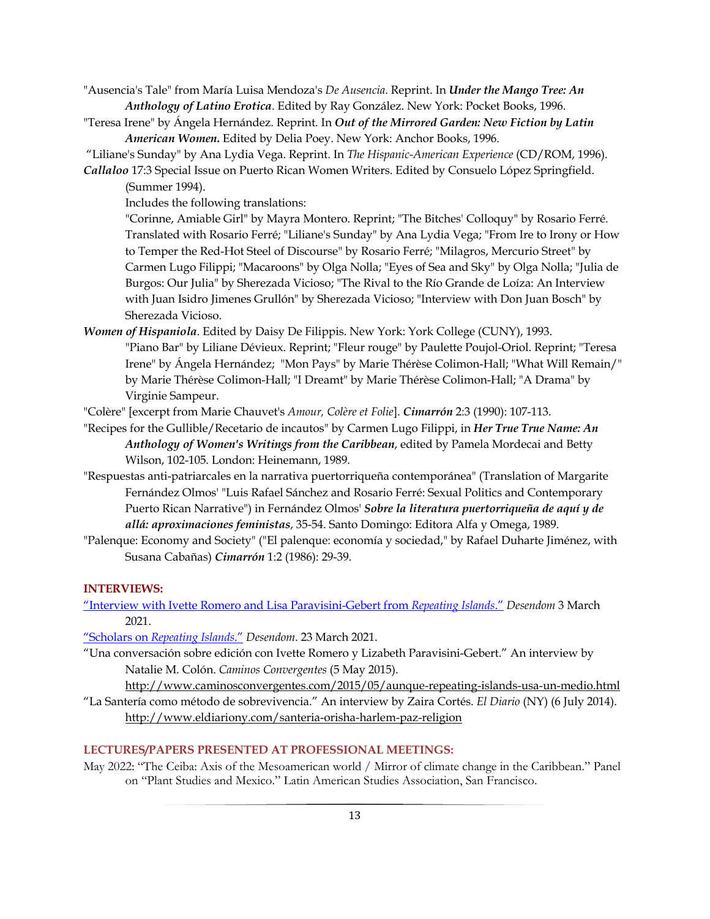"Ausencia's Tale" from María Luisa Mendoza's *De Ausencia*. Reprint. In ***Under the Mango Tree: An Anthology of Latino Erotica***. Edited by Ray Gonzélez. New York: Pocket Books, 1996.

"Teresa Irene" by Ángela Hernández. Reprint. In ***Out of the Mirrored Garden: New Fiction by Latin American Women.*** Edited by Delia Poey. New York: Anchor Books, 1996.

"Liliane's Sunday" by Ana Lydia Vega. Reprint. In *The Hispanic-American Experience* (CD/ROM, 1996).

***Callaloo*** 17:3 Special Issue on Puerto Rican Women Writers. Edited by Consuelo López Springfield. (Summer 1994).

Includes the following translations:

"Corinne, Amiable Girl" by Mayra Montero. Reprint; "The Bitches' Colloquy" by Rosario Ferré. Translated with Rosario Ferré; "Liliane's Sunday" by Ana Lydia Vega; "From Ire to Irony or How to Temper the Red-Hot Steel of Discourse" by Rosario Ferré; "Milagros, Mercurio Street" by Carmen Lugo Filippi; "Macaroons" by Olga Nolla; "Eyes of Sea and Sky" by Olga Nolla; "Julia de Burgos: Our Julia" by Sherezada Vicioso; "The Rival to the Río Grande de Loíza: An Interview with Juan Isidro Jimenes Grullón" by Sherezada Vicioso; "Interview with Don Juan Bosch" by Sherezada Vicioso.

***Women of Hispaniola***. Edited by Daisy De Filippis. New York: York College (CUNY), 1993.

"Piano Bar" by Liliane Dévieux. Reprint; "Fleur rouge" by Paulette Poujol-Oriol. Reprint; "Teresa Irene" by Ángela Hernández; "Mon Pays" by Marie Thérèse Colimon-Hall; "What Will Remain/" by Marie Thérèse Colimon-Hall; "I Dreamt" by Marie Thérèse Colimon-Hall; "A Drama" by Virginie Sampeur.

"Colère" [excerpt from Marie Chauvet's *Amour, Colère et Folie*]. ***Cimarrón*** 2:3 (1990): 107-113.

"Recipes for the Gullible/Recetario de incautos" by Carmen Lugo Filippi, in ***Her True True Name: An Anthology of Women's Writings from the Caribbean***, edited by Pamela Mordecai and Betty Wilson, 102-105. London: Heinemann, 1989.

"Respuestas anti-patriarcales en la narrativa puertorriqueña contemporánea" (Translation of Margarite Fernández Olmos' "Luis Rafael Sánchez and Rosario Ferré: Sexual Politics and Contemporary Puerto Rican Narrative") in Fernández Olmos' ***Sobre la literatura puertorriqueña de aquí y de allá: aproximaciones feministas***, 35-54. Santo Domingo: Editora Alfa y Omega, 1989.

"Palenque: Economy and Society" ("El palenque: economía y sociedad," by Rafael Duharte Jiménez, with Susana Cabañas) ***Cimarrón*** 1:2 (1986): 29-39.

## INTERVIEWS:

"Interview with Ivette Romero and Lisa Paravisini-Gebert from *Repeating Islands*." *Desendom* 3 March 2021.

"Scholars on *Repeating Islands*." *Desendom*. 23 March 2021.

"Una conversación sobre edición con Ivette Romero y Lizabeth Paravisini-Gebert." An interview by Natalie M. Colón. *Caminos Convergentes* (5 May 2015). http://www.caminosconvergentes.com/2015/05/aunque-repeating-islands-usa-un-medio.html

"La Santería como método de sobrevivencia." An interview by Zaira Cortés. *El Diario* (NY) (6 July 2014). http://www.eldiariony.com/santeria-orisha-harlem-paz-religion

## LECTURES/PAPERS PRESENTED AT PROFESSIONAL MEETINGS:

May 2022: "The Ceiba: Axis of the Mesoamerican world / Mirror of climate change in the Caribbean." Panel on "Plant Studies and Mexico." Latin American Studies Association, San Francisco.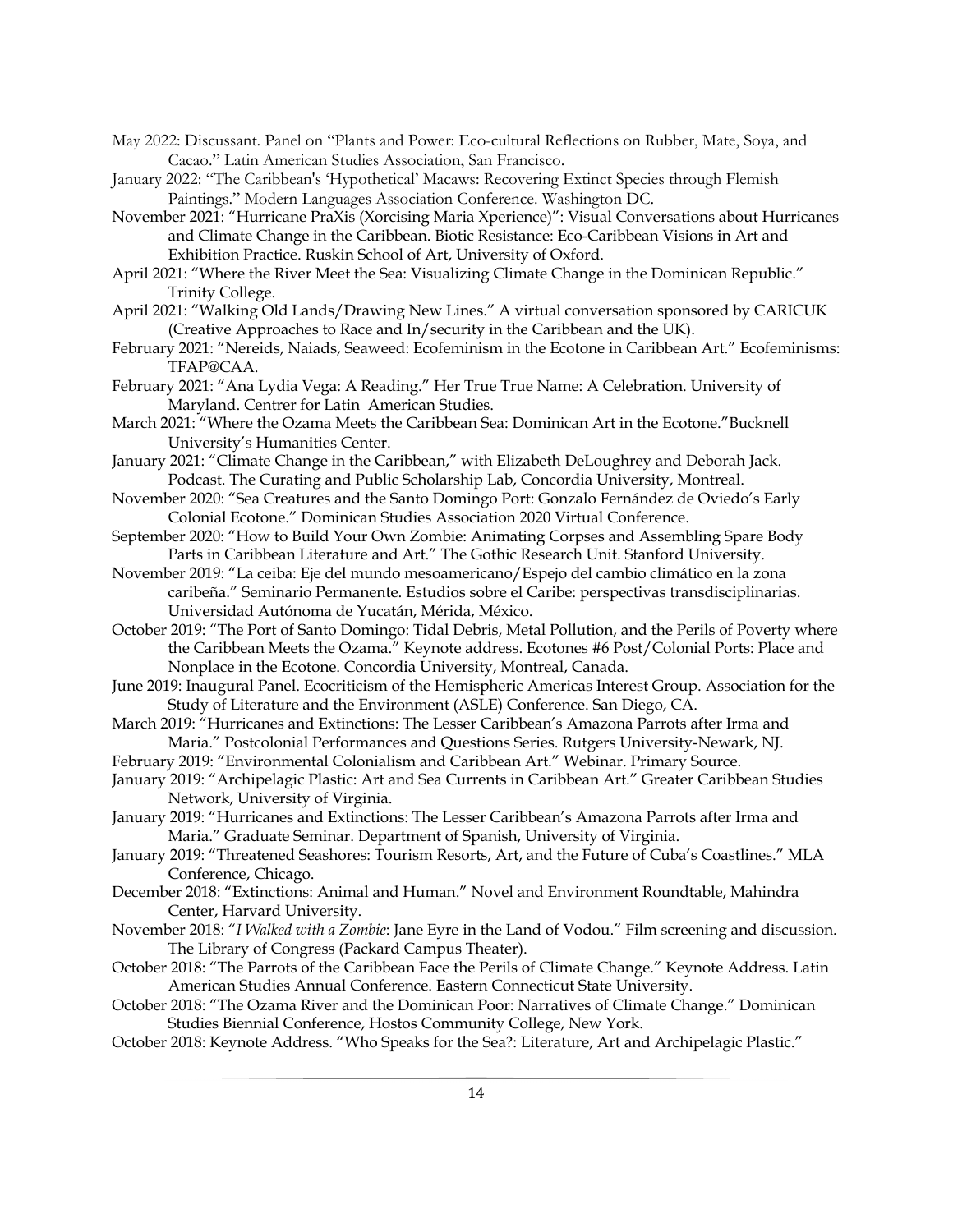May 2022: Discussant. Panel on "Plants and Power: Eco-cultural Reflections on Rubber, Mate, Soya, and Cacao." Latin American Studies Association, San Francisco.

January 2022: "The Caribbean's 'Hypothetical' Macaws: Recovering Extinct Species through Flemish Paintings." Modern Languages Association Conference. Washington DC.

November 2021: "Hurricane PraXis (Xorcising Maria Xperience)": Visual Conversations about Hurricanes and Climate Change in the Caribbean. Biotic Resistance: Eco-Caribbean Visions in Art and Exhibition Practice. Ruskin School of Art, University of Oxford.

April 2021: "Where the River Meet the Sea: Visualizing Climate Change in the Dominican Republic." Trinity College.

April 2021: "Walking Old Lands/Drawing New Lines." A virtual conversation sponsored by CARICUK (Creative Approaches to Race and In/security in the Caribbean and the UK).

February 2021: "Nereids, Naiads, Seaweed: Ecofeminism in the Ecotone in Caribbean Art." Ecofeminisms: TFAP@CAA.

February 2021: "Ana Lydia Vega: A Reading." Her True True Name: A Celebration. University of Maryland. Centrer for Latin American Studies.

March 2021: "Where the Ozama Meets the Caribbean Sea: Dominican Art in the Ecotone."Bucknell University's Humanities Center.

January 2021: "Climate Change in the Caribbean," with Elizabeth DeLoughrey and Deborah Jack. Podcast. The Curating and Public Scholarship Lab, Concordia University, Montreal.

November 2020: "Sea Creatures and the Santo Domingo Port: Gonzalo Fernández de Oviedo's Early Colonial Ecotone." Dominican Studies Association 2020 Virtual Conference.

September 2020: "How to Build Your Own Zombie: Animating Corpses and Assembling Spare Body Parts in Caribbean Literature and Art." The Gothic Research Unit. Stanford University.

November 2019: "La ceiba: Eje del mundo mesoamericano/Espejo del cambio climático en la zona caribeña." Seminario Permanente. Estudios sobre el Caribe: perspectivas transdisciplinarias. Universidad Autónoma de Yucatán, Mérida, México.

October 2019: "The Port of Santo Domingo: Tidal Debris, Metal Pollution, and the Perils of Poverty where the Caribbean Meets the Ozama." Keynote address. Ecotones #6 Post/Colonial Ports: Place and Nonplace in the Ecotone. Concordia University, Montreal, Canada.

June 2019: Inaugural Panel. Ecocriticism of the Hemispheric Americas Interest Group. Association for the Study of Literature and the Environment (ASLE) Conference. San Diego, CA.

March 2019: "Hurricanes and Extinctions: The Lesser Caribbean's Amazona Parrots after Irma and Maria." Postcolonial Performances and Questions Series. Rutgers University-Newark, NJ.

February 2019: "Environmental Colonialism and Caribbean Art." Webinar. Primary Source.

January 2019: "Archipelagic Plastic: Art and Sea Currents in Caribbean Art." Greater Caribbean Studies Network, University of Virginia.

January 2019: "Hurricanes and Extinctions: The Lesser Caribbean's Amazona Parrots after Irma and Maria." Graduate Seminar. Department of Spanish, University of Virginia.

January 2019: "Threatened Seashores: Tourism Resorts, Art, and the Future of Cuba's Coastlines." MLA Conference, Chicago.

December 2018: "Extinctions: Animal and Human." Novel and Environment Roundtable, Mahindra Center, Harvard University.

November 2018: "*I Walked with a Zombie*: Jane Eyre in the Land of Vodou." Film screening and discussion. The Library of Congress (Packard Campus Theater).

October 2018: "The Parrots of the Caribbean Face the Perils of Climate Change." Keynote Address. Latin American Studies Annual Conference. Eastern Connecticut State University.

October 2018: "The Ozama River and the Dominican Poor: Narratives of Climate Change." Dominican Studies Biennial Conference, Hostos Community College, New York.

October 2018: Keynote Address. "Who Speaks for the Sea?: Literature, Art and Archipelagic Plastic."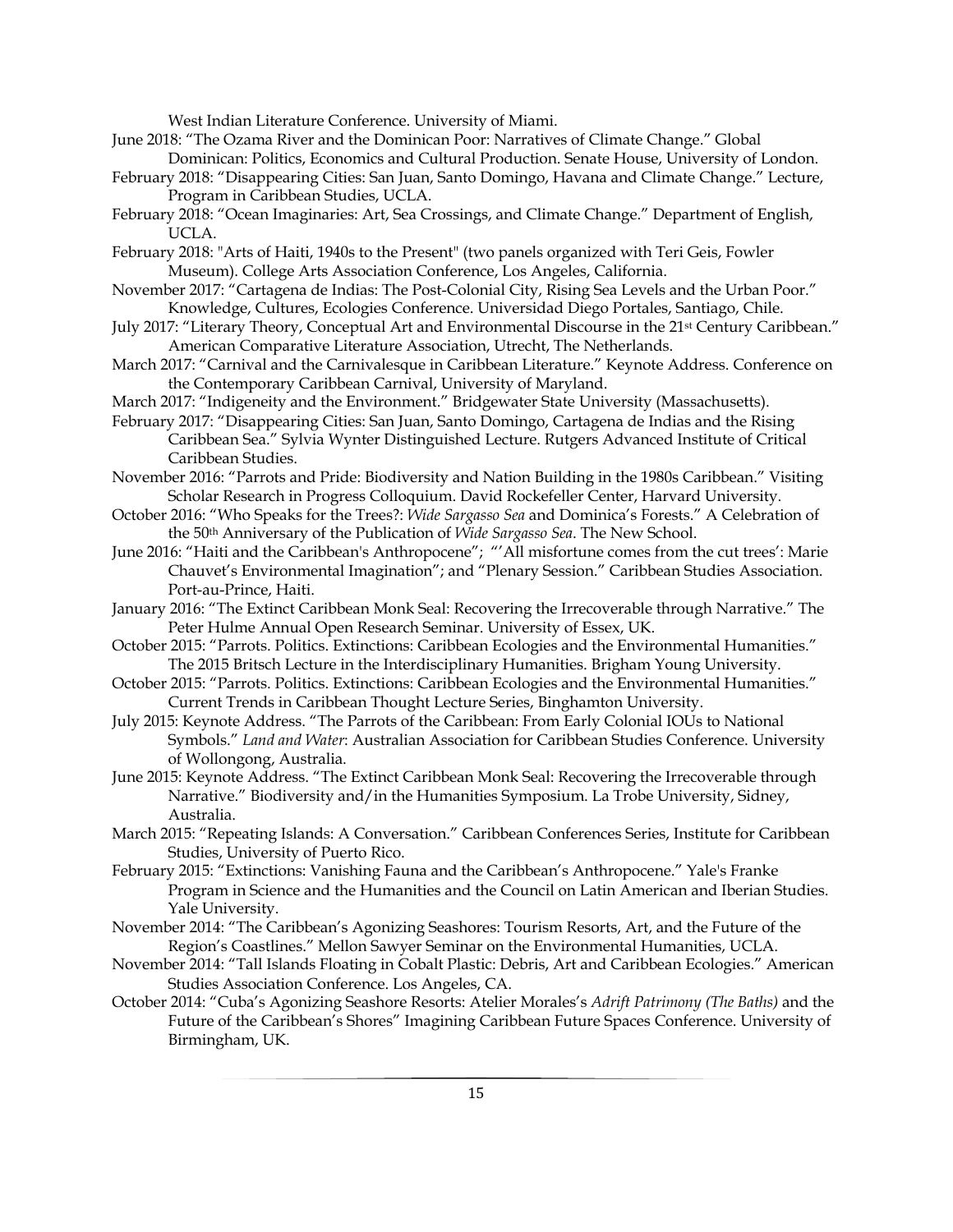West Indian Literature Conference. University of Miami.

June 2018: "The Ozama River and the Dominican Poor: Narratives of Climate Change." Global Dominican: Politics, Economics and Cultural Production. Senate House, University of London.

February 2018: "Disappearing Cities: San Juan, Santo Domingo, Havana and Climate Change." Lecture, Program in Caribbean Studies, UCLA.

February 2018: "Ocean Imaginaries: Art, Sea Crossings, and Climate Change." Department of English, UCLA.

February 2018: "Arts of Haiti, 1940s to the Present" (two panels organized with Teri Geis, Fowler Museum). College Arts Association Conference, Los Angeles, California.

November 2017: "Cartagena de Indias: The Post-Colonial City, Rising Sea Levels and the Urban Poor." Knowledge, Cultures, Ecologies Conference. Universidad Diego Portales, Santiago, Chile.

July 2017: "Literary Theory, Conceptual Art and Environmental Discourse in the 21st Century Caribbean." American Comparative Literature Association, Utrecht, The Netherlands.

March 2017: "Carnival and the Carnivalesque in Caribbean Literature." Keynote Address. Conference on the Contemporary Caribbean Carnival, University of Maryland.

March 2017: "Indigeneity and the Environment." Bridgewater State University (Massachusetts).

February 2017: "Disappearing Cities: San Juan, Santo Domingo, Cartagena de Indias and the Rising Caribbean Sea." Sylvia Wynter Distinguished Lecture. Rutgers Advanced Institute of Critical Caribbean Studies.

November 2016: "Parrots and Pride: Biodiversity and Nation Building in the 1980s Caribbean." Visiting Scholar Research in Progress Colloquium. David Rockefeller Center, Harvard University.

October 2016: "Who Speaks for the Trees?: *Wide Sargasso Sea* and Dominica's Forests." A Celebration of the 50th Anniversary of the Publication of *Wide Sargasso Sea*. The New School.

June 2016: "Haiti and the Caribbean's Anthropocene"; "'All misfortune comes from the cut trees': Marie Chauvet's Environmental Imagination"; and "Plenary Session." Caribbean Studies Association. Port-au-Prince, Haiti.

January 2016: "The Extinct Caribbean Monk Seal: Recovering the Irrecoverable through Narrative." The Peter Hulme Annual Open Research Seminar. University of Essex, UK.

October 2015: "Parrots. Politics. Extinctions: Caribbean Ecologies and the Environmental Humanities." The 2015 Britsch Lecture in the Interdisciplinary Humanities. Brigham Young University.

October 2015: "Parrots. Politics. Extinctions: Caribbean Ecologies and the Environmental Humanities." Current Trends in Caribbean Thought Lecture Series, Binghamton University.

July 2015: Keynote Address. "The Parrots of the Caribbean: From Early Colonial IOUs to National Symbols." *Land and Water*: Australian Association for Caribbean Studies Conference. University of Wollongong, Australia.

June 2015: Keynote Address. "The Extinct Caribbean Monk Seal: Recovering the Irrecoverable through Narrative." Biodiversity and/in the Humanities Symposium. La Trobe University, Sidney, Australia.

March 2015: "Repeating Islands: A Conversation." Caribbean Conferences Series, Institute for Caribbean Studies, University of Puerto Rico.

February 2015: "Extinctions: Vanishing Fauna and the Caribbean's Anthropocene." Yale's Franke Program in Science and the Humanities and the Council on Latin American and Iberian Studies. Yale University.

November 2014: "The Caribbean's Agonizing Seashores: Tourism Resorts, Art, and the Future of the Region's Coastlines." Mellon Sawyer Seminar on the Environmental Humanities, UCLA.

November 2014: "Tall Islands Floating in Cobalt Plastic: Debris, Art and Caribbean Ecologies." American Studies Association Conference. Los Angeles, CA.

October 2014: "Cuba's Agonizing Seashore Resorts: Atelier Morales's *Adrift Patrimony (The Baths)* and the Future of the Caribbean's Shores" Imagining Caribbean Future Spaces Conference. University of Birmingham, UK.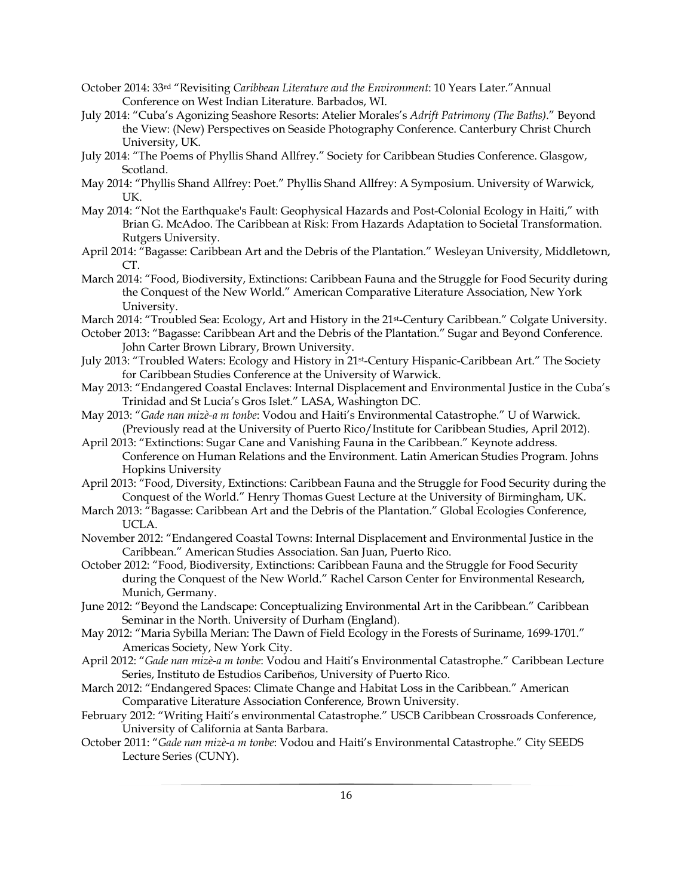October 2014: 33rd "Revisiting *Caribbean Literature and the Environment*: 10 Years Later."Annual Conference on West Indian Literature. Barbados, WI.

July 2014: "Cuba's Agonizing Seashore Resorts: Atelier Morales's *Adrift Patrimony (The Baths)*." Beyond the View: (New) Perspectives on Seaside Photography Conference. Canterbury Christ Church University, UK.

July 2014: "The Poems of Phyllis Shand Allfrey." Society for Caribbean Studies Conference. Glasgow, Scotland.

May 2014: "Phyllis Shand Allfrey: Poet." Phyllis Shand Allfrey: A Symposium. University of Warwick, UK.

May 2014: "Not the Earthquake's Fault: Geophysical Hazards and Post-Colonial Ecology in Haiti," with Brian G. McAdoo. The Caribbean at Risk: From Hazards Adaptation to Societal Transformation. Rutgers University.

April 2014: "Bagasse: Caribbean Art and the Debris of the Plantation." Wesleyan University, Middletown, CT.

March 2014: "Food, Biodiversity, Extinctions: Caribbean Fauna and the Struggle for Food Security during the Conquest of the New World." American Comparative Literature Association, New York University.

March 2014: "Troubled Sea: Ecology, Art and History in the 21st-Century Caribbean." Colgate University.

October 2013: "Bagasse: Caribbean Art and the Debris of the Plantation." Sugar and Beyond Conference. John Carter Brown Library, Brown University.

July 2013: "Troubled Waters: Ecology and History in 21st-Century Hispanic-Caribbean Art." The Society for Caribbean Studies Conference at the University of Warwick.

May 2013: "Endangered Coastal Enclaves: Internal Displacement and Environmental Justice in the Cuba's Trinidad and St Lucia's Gros Islet." LASA, Washington DC.

May 2013: "*Gade nan mizè-a m tonbe*: Vodou and Haiti's Environmental Catastrophe." U of Warwick. (Previously read at the University of Puerto Rico/Institute for Caribbean Studies, April 2012).

April 2013: "Extinctions: Sugar Cane and Vanishing Fauna in the Caribbean." Keynote address. Conference on Human Relations and the Environment. Latin American Studies Program. Johns Hopkins University

April 2013: "Food, Diversity, Extinctions: Caribbean Fauna and the Struggle for Food Security during the Conquest of the World." Henry Thomas Guest Lecture at the University of Birmingham, UK.

March 2013: "Bagasse: Caribbean Art and the Debris of the Plantation." Global Ecologies Conference, UCLA.

November 2012: "Endangered Coastal Towns: Internal Displacement and Environmental Justice in the Caribbean." American Studies Association. San Juan, Puerto Rico.

October 2012: "Food, Biodiversity, Extinctions: Caribbean Fauna and the Struggle for Food Security during the Conquest of the New World." Rachel Carson Center for Environmental Research, Munich, Germany.

June 2012: "Beyond the Landscape: Conceptualizing Environmental Art in the Caribbean." Caribbean Seminar in the North. University of Durham (England).

May 2012: "Maria Sybilla Merian: The Dawn of Field Ecology in the Forests of Suriname, 1699-1701." Americas Society, New York City.

April 2012: "*Gade nan mizè-a m tonbe*: Vodou and Haiti's Environmental Catastrophe." Caribbean Lecture Series, Instituto de Estudios Caribeños, University of Puerto Rico.

March 2012: "Endangered Spaces: Climate Change and Habitat Loss in the Caribbean." American Comparative Literature Association Conference, Brown University.

February 2012: "Writing Haiti's environmental Catastrophe." USCB Caribbean Crossroads Conference, University of California at Santa Barbara.

October 2011: "*Gade nan mizè-a m tonbe*: Vodou and Haiti's Environmental Catastrophe." City SEEDS Lecture Series (CUNY).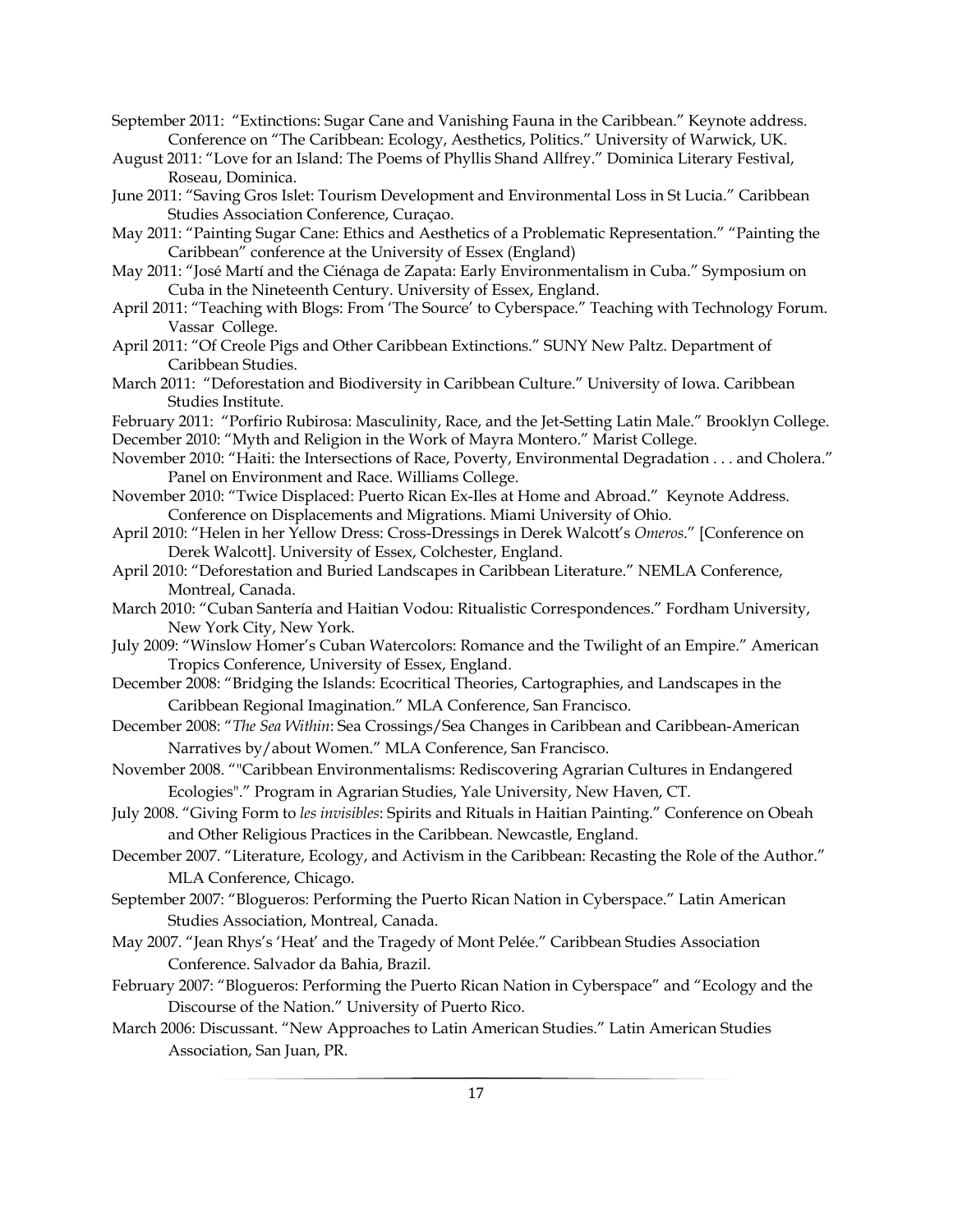September 2011: "Extinctions: Sugar Cane and Vanishing Fauna in the Caribbean." Keynote address. Conference on "The Caribbean: Ecology, Aesthetics, Politics." University of Warwick, UK.

August 2011: "Love for an Island: The Poems of Phyllis Shand Allfrey." Dominica Literary Festival, Roseau, Dominica.

June 2011: "Saving Gros Islet: Tourism Development and Environmental Loss in St Lucia." Caribbean Studies Association Conference, Curaçao.

May 2011: "Painting Sugar Cane: Ethics and Aesthetics of a Problematic Representation." "Painting the Caribbean" conference at the University of Essex (England)

May 2011: "José Martí and the Ciénaga de Zapata: Early Environmentalism in Cuba." Symposium on Cuba in the Nineteenth Century. University of Essex, England.

April 2011: "Teaching with Blogs: From 'The Source' to Cyberspace." Teaching with Technology Forum. Vassar College.

April 2011: "Of Creole Pigs and Other Caribbean Extinctions." SUNY New Paltz. Department of Caribbean Studies.

March 2011: "Deforestation and Biodiversity in Caribbean Culture." University of Iowa. Caribbean Studies Institute.

February 2011: "Porfirio Rubirosa: Masculinity, Race, and the Jet-Setting Latin Male." Brooklyn College.

December 2010: "Myth and Religion in the Work of Mayra Montero." Marist College.

November 2010: "Haiti: the Intersections of Race, Poverty, Environmental Degradation . . . and Cholera." Panel on Environment and Race. Williams College.

November 2010: "Twice Displaced: Puerto Rican Ex-Iles at Home and Abroad." Keynote Address. Conference on Displacements and Migrations. Miami University of Ohio.

April 2010: "Helen in her Yellow Dress: Cross-Dressings in Derek Walcott's *Omeros*." [Conference on Derek Walcott]. University of Essex, Colchester, England.

April 2010: "Deforestation and Buried Landscapes in Caribbean Literature." NEMLA Conference, Montreal, Canada.

March 2010: "Cuban Santería and Haitian Vodou: Ritualistic Correspondences." Fordham University, New York City, New York.

July 2009: "Winslow Homer's Cuban Watercolors: Romance and the Twilight of an Empire." American Tropics Conference, University of Essex, England.

December 2008: "Bridging the Islands: Ecocritical Theories, Cartographies, and Landscapes in the Caribbean Regional Imagination." MLA Conference, San Francisco.

December 2008: "*The Sea Within*: Sea Crossings/Sea Changes in Caribbean and Caribbean-American Narratives by/about Women." MLA Conference, San Francisco.

November 2008. ""Caribbean Environmentalisms: Rediscovering Agrarian Cultures in Endangered Ecologies"." Program in Agrarian Studies, Yale University, New Haven, CT.

July 2008. "Giving Form to *les invisibles*: Spirits and Rituals in Haitian Painting." Conference on Obeah and Other Religious Practices in the Caribbean. Newcastle, England.

December 2007. "Literature, Ecology, and Activism in the Caribbean: Recasting the Role of the Author." MLA Conference, Chicago.

September 2007: "Blogueros: Performing the Puerto Rican Nation in Cyberspace." Latin American Studies Association, Montreal, Canada.

May 2007. "Jean Rhys's 'Heat' and the Tragedy of Mont Pelée." Caribbean Studies Association Conference. Salvador da Bahia, Brazil.

February 2007: "Blogueros: Performing the Puerto Rican Nation in Cyberspace" and "Ecology and the Discourse of the Nation." University of Puerto Rico.

March 2006: Discussant. "New Approaches to Latin American Studies." Latin American Studies Association, San Juan, PR.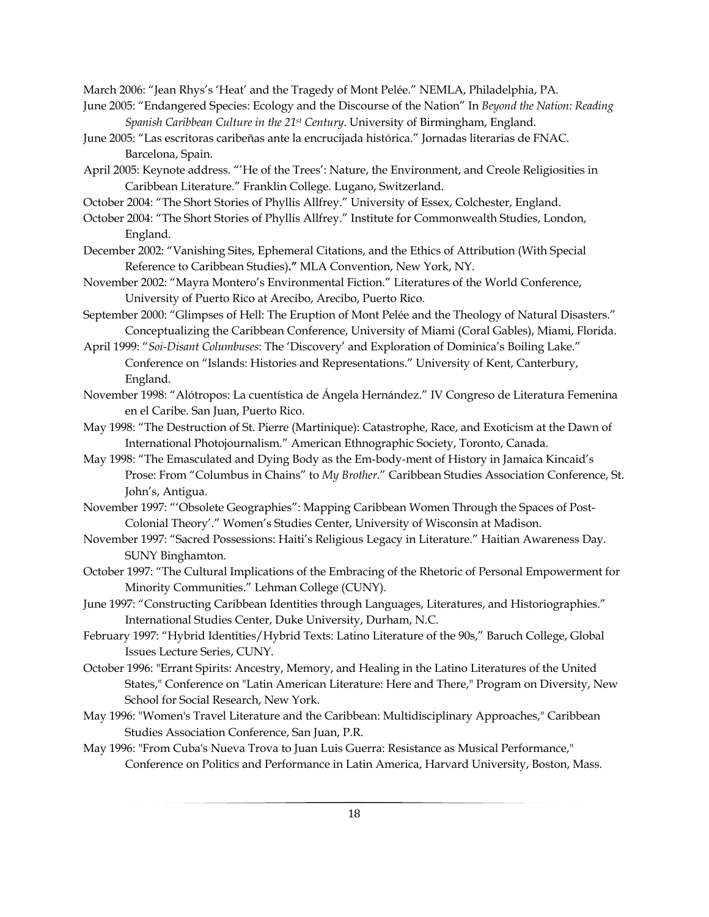March 2006: "Jean Rhys's 'Heat' and the Tragedy of Mont Pelée." NEMLA, Philadelphia, PA.

June 2005: "Endangered Species: Ecology and the Discourse of the Nation" In *Beyond the Nation: Reading Spanish Caribbean Culture in the 21st Century*. University of Birmingham, England.

June 2005: "Las escritoras caribeñas ante la encrucijada histórica." Jornadas literarias de FNAC. Barcelona, Spain.

April 2005: Keynote address. "'He of the Trees': Nature, the Environment, and Creole Religiosities in Caribbean Literature." Franklin College. Lugano, Switzerland.

October 2004: "The Short Stories of Phyllis Allfrey." University of Essex, Colchester, England.

October 2004: "The Short Stories of Phyllis Allfrey." Institute for Commonwealth Studies, London, England.

December 2002: "Vanishing Sites, Ephemeral Citations, and the Ethics of Attribution (With Special Reference to Caribbean Studies)**."** MLA Convention, New York, NY.

November 2002: "Mayra Montero's Environmental Fiction." Literatures of the World Conference, University of Puerto Rico at Arecibo, Arecibo, Puerto Rico.

September 2000: "Glimpses of Hell: The Eruption of Mont Pelée and the Theology of Natural Disasters." Conceptualizing the Caribbean Conference, University of Miami (Coral Gables), Miami, Florida.

April 1999: "*Soi-Disant Columbuses*: The 'Discovery' and Exploration of Dominica's Boiling Lake." Conference on "Islands: Histories and Representations." University of Kent, Canterbury, England.

November 1998: "Alótropos: La cuentística de Ángela Hernández." IV Congreso de Literatura Femenina en el Caribe. San Juan, Puerto Rico.

May 1998: "The Destruction of St. Pierre (Martinique): Catastrophe, Race, and Exoticism at the Dawn of International Photojournalism." American Ethnographic Society, Toronto, Canada.

May 1998: "The Emasculated and Dying Body as the Em-body-ment of History in Jamaica Kincaid's Prose: From "Columbus in Chains" to *My Brother*." Caribbean Studies Association Conference, St. John's, Antigua.

November 1997: "'Obsolete Geographies": Mapping Caribbean Women Through the Spaces of Post-Colonial Theory'." Women's Studies Center, University of Wisconsin at Madison.

November 1997: "Sacred Possessions: Haiti's Religious Legacy in Literature." Haitian Awareness Day. SUNY Binghamton.

October 1997: "The Cultural Implications of the Embracing of the Rhetoric of Personal Empowerment for Minority Communities." Lehman College (CUNY).

June 1997: "Constructing Caribbean Identities through Languages, Literatures, and Historiographies." International Studies Center, Duke University, Durham, N.C.

February 1997: "Hybrid Identities/Hybrid Texts: Latino Literature of the 90s," Baruch College, Global Issues Lecture Series, CUNY.

October 1996: "Errant Spirits: Ancestry, Memory, and Healing in the Latino Literatures of the United States," Conference on "Latin American Literature: Here and There," Program on Diversity, New School for Social Research, New York.

May 1996: "Women's Travel Literature and the Caribbean: Multidisciplinary Approaches," Caribbean Studies Association Conference, San Juan, P.R.

May 1996: "From Cuba's Nueva Trova to Juan Luis Guerra: Resistance as Musical Performance," Conference on Politics and Performance in Latin America, Harvard University, Boston, Mass.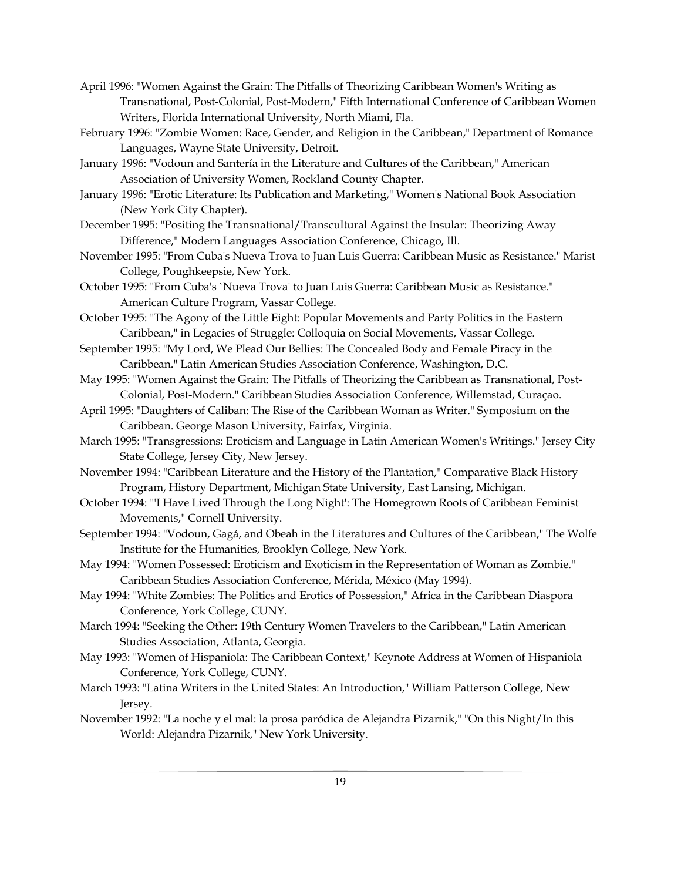April 1996: "Women Against the Grain: The Pitfalls of Theorizing Caribbean Women's Writing as Transnational, Post-Colonial, Post-Modern," Fifth International Conference of Caribbean Women Writers, Florida International University, North Miami, Fla.

February 1996: "Zombie Women: Race, Gender, and Religion in the Caribbean," Department of Romance Languages, Wayne State University, Detroit.

January 1996: "Vodoun and Santería in the Literature and Cultures of the Caribbean," American Association of University Women, Rockland County Chapter.

January 1996: "Erotic Literature: Its Publication and Marketing," Women's National Book Association (New York City Chapter).

December 1995: "Positing the Transnational/Transcultural Against the Insular: Theorizing Away Difference," Modern Languages Association Conference, Chicago, Ill.

November 1995: "From Cuba's Nueva Trova to Juan Luis Guerra: Caribbean Music as Resistance." Marist College, Poughkeepsie, New York.

October 1995: "From Cuba's `Nueva Trova' to Juan Luis Guerra: Caribbean Music as Resistance." American Culture Program, Vassar College.

October 1995: "The Agony of the Little Eight: Popular Movements and Party Politics in the Eastern Caribbean," in Legacies of Struggle: Colloquia on Social Movements, Vassar College.

September 1995: "My Lord, We Plead Our Bellies: The Concealed Body and Female Piracy in the Caribbean." Latin American Studies Association Conference, Washington, D.C.

May 1995: "Women Against the Grain: The Pitfalls of Theorizing the Caribbean as Transnational, Post-Colonial, Post-Modern." Caribbean Studies Association Conference, Willemstad, Curaçao.

April 1995: "Daughters of Caliban: The Rise of the Caribbean Woman as Writer." Symposium on the Caribbean. George Mason University, Fairfax, Virginia.

March 1995: "Transgressions: Eroticism and Language in Latin American Women's Writings." Jersey City State College, Jersey City, New Jersey.

November 1994: "Caribbean Literature and the History of the Plantation," Comparative Black History Program, History Department, Michigan State University, East Lansing, Michigan.

October 1994: "'I Have Lived Through the Long Night': The Homegrown Roots of Caribbean Feminist Movements," Cornell University.

September 1994: "Vodoun, Gagá, and Obeah in the Literatures and Cultures of the Caribbean," The Wolfe Institute for the Humanities, Brooklyn College, New York.

May 1994: "Women Possessed: Eroticism and Exoticism in the Representation of Woman as Zombie." Caribbean Studies Association Conference, Mérida, México (May 1994).

May 1994: "White Zombies: The Politics and Erotics of Possession," Africa in the Caribbean Diaspora Conference, York College, CUNY.

March 1994: "Seeking the Other: 19th Century Women Travelers to the Caribbean," Latin American Studies Association, Atlanta, Georgia.

May 1993: "Women of Hispaniola: The Caribbean Context," Keynote Address at Women of Hispaniola Conference, York College, CUNY.

March 1993: "Latina Writers in the United States: An Introduction," William Patterson College, New Jersey.

November 1992: "La noche y el mal: la prosa paródica de Alejandra Pizarnik," "On this Night/In this World: Alejandra Pizarnik," New York University.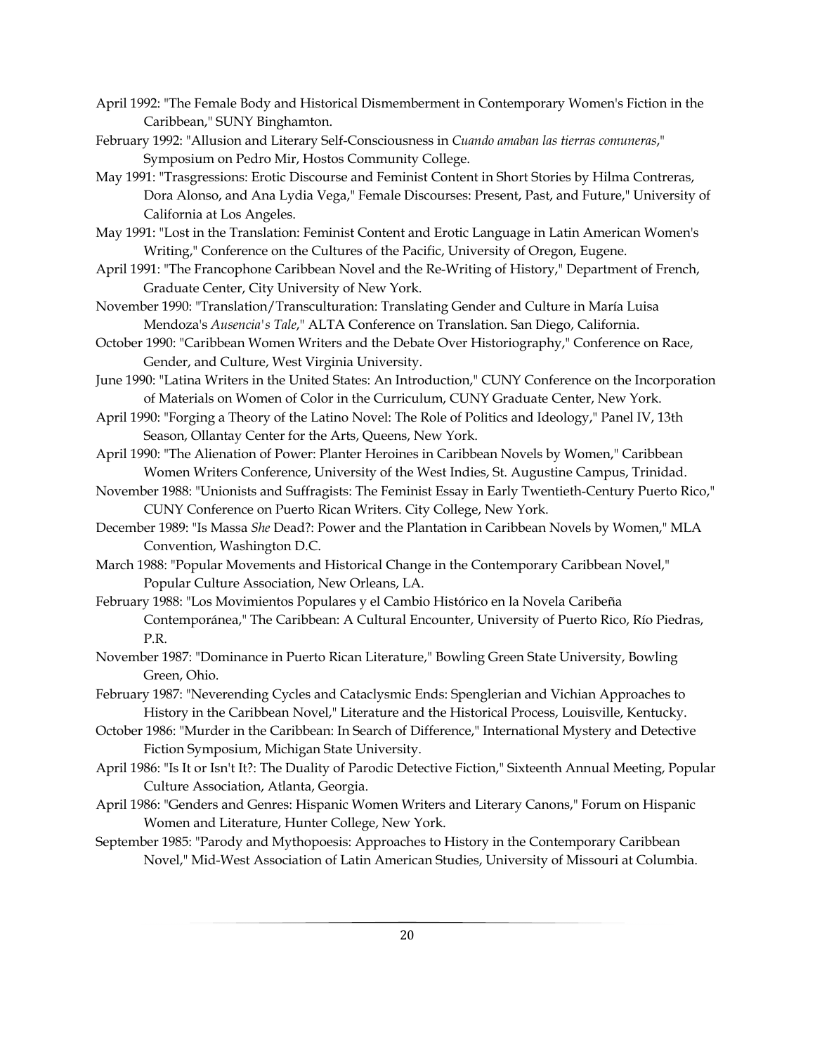April 1992: "The Female Body and Historical Dismemberment in Contemporary Women's Fiction in the Caribbean," SUNY Binghamton.

February 1992: "Allusion and Literary Self-Consciousness in *Cuando amaban las tierras comuneras*," Symposium on Pedro Mir, Hostos Community College.

May 1991: "Trasgressions: Erotic Discourse and Feminist Content in Short Stories by Hilma Contreras, Dora Alonso, and Ana Lydia Vega," Female Discourses: Present, Past, and Future," University of California at Los Angeles.

May 1991: "Lost in the Translation: Feminist Content and Erotic Language in Latin American Women's Writing," Conference on the Cultures of the Pacific, University of Oregon, Eugene.

April 1991: "The Francophone Caribbean Novel and the Re-Writing of History," Department of French, Graduate Center, City University of New York.

November 1990: "Translation/Transculturation: Translating Gender and Culture in María Luisa Mendoza's *Ausencia's Tale*," ALTA Conference on Translation. San Diego, California.

October 1990: "Caribbean Women Writers and the Debate Over Historiography," Conference on Race, Gender, and Culture, West Virginia University.

June 1990: "Latina Writers in the United States: An Introduction," CUNY Conference on the Incorporation of Materials on Women of Color in the Curriculum, CUNY Graduate Center, New York.

April 1990: "Forging a Theory of the Latino Novel: The Role of Politics and Ideology," Panel IV, 13th Season, Ollantay Center for the Arts, Queens, New York.

April 1990: "The Alienation of Power: Planter Heroines in Caribbean Novels by Women," Caribbean Women Writers Conference, University of the West Indies, St. Augustine Campus, Trinidad.

November 1988: "Unionists and Suffragists: The Feminist Essay in Early Twentieth-Century Puerto Rico," CUNY Conference on Puerto Rican Writers. City College, New York.

December 1989: "Is Massa *She* Dead?: Power and the Plantation in Caribbean Novels by Women," MLA Convention, Washington D.C.

March 1988: "Popular Movements and Historical Change in the Contemporary Caribbean Novel," Popular Culture Association, New Orleans, LA.

February 1988: "Los Movimientos Populares y el Cambio Histórico en la Novela Caribeña Contemporánea," The Caribbean: A Cultural Encounter, University of Puerto Rico, Río Piedras, P.R.

November 1987: "Dominance in Puerto Rican Literature," Bowling Green State University, Bowling Green, Ohio.

February 1987: "Neverending Cycles and Cataclysmic Ends: Spenglerian and Vichian Approaches to History in the Caribbean Novel," Literature and the Historical Process, Louisville, Kentucky.

October 1986: "Murder in the Caribbean: In Search of Difference," International Mystery and Detective Fiction Symposium, Michigan State University.

April 1986: "Is It or Isn't It?: The Duality of Parodic Detective Fiction," Sixteenth Annual Meeting, Popular Culture Association, Atlanta, Georgia.

April 1986: "Genders and Genres: Hispanic Women Writers and Literary Canons," Forum on Hispanic Women and Literature, Hunter College, New York.

September 1985: "Parody and Mythopoesis: Approaches to History in the Contemporary Caribbean Novel," Mid-West Association of Latin American Studies, University of Missouri at Columbia.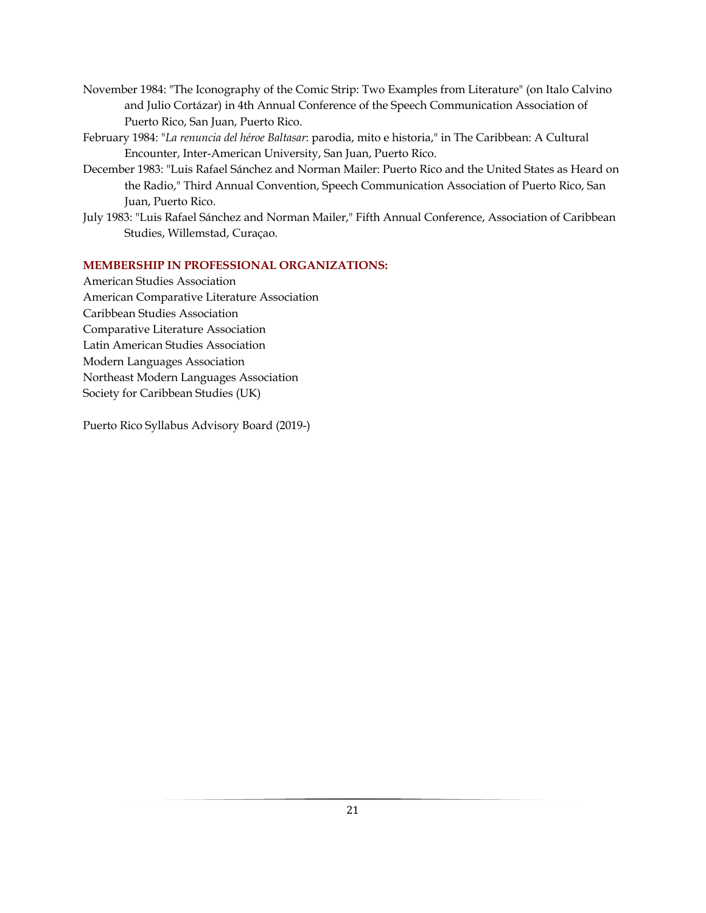November 1984: "The Iconography of the Comic Strip: Two Examples from Literature" (on Italo Calvino and Julio Cortázar) in 4th Annual Conference of the Speech Communication Association of Puerto Rico, San Juan, Puerto Rico.

February 1984: "*La renuncia del héroe Baltasar*: parodia, mito e historia," in The Caribbean: A Cultural Encounter, Inter-American University, San Juan, Puerto Rico.

December 1983: "Luis Rafael Sánchez and Norman Mailer: Puerto Rico and the United States as Heard on the Radio," Third Annual Convention, Speech Communication Association of Puerto Rico, San Juan, Puerto Rico.

July 1983: "Luis Rafael Sánchez and Norman Mailer," Fifth Annual Conference, Association of Caribbean Studies, Willemstad, Curaçao.

## MEMBERSHIP IN PROFESSIONAL ORGANIZATIONS:

American Studies Association
American Comparative Literature Association
Caribbean Studies Association
Comparative Literature Association
Latin American Studies Association
Modern Languages Association
Northeast Modern Languages Association
Society for Caribbean Studies (UK)

Puerto Rico Syllabus Advisory Board (2019-)